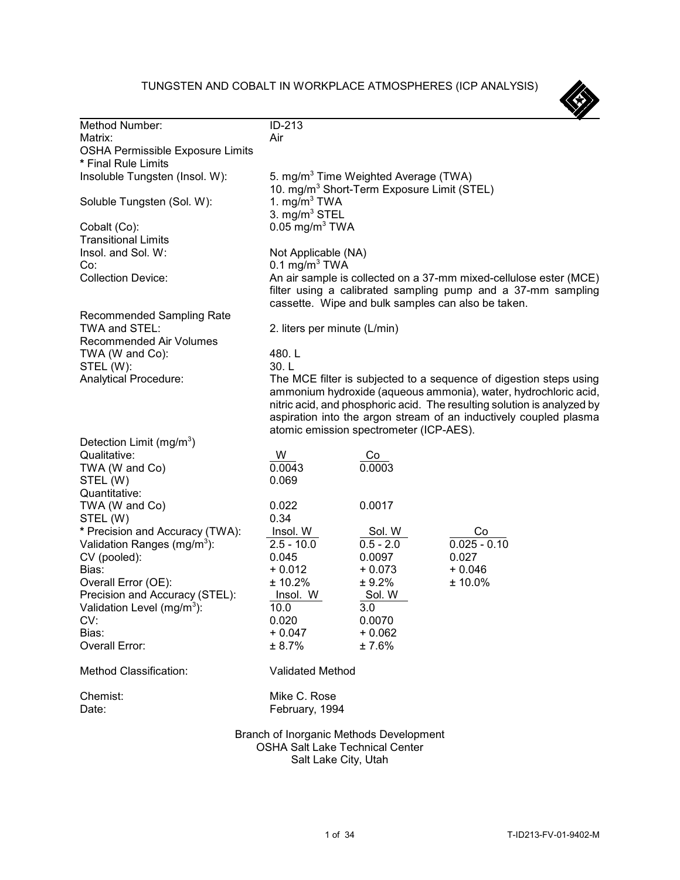# TUNGSTEN AND COBALT IN WORKPLACE ATMOSPHERES (ICP ANALYSIS)

| | | | |
|---|---|---|---|
| Method Number: | ID-213 | | |
| Matrix: | Air | | |
| OSHA Permissible Exposure Limits | | | |
| * Final Rule Limits | | | |
| Insoluble Tungsten (Insol. W): | 5. $mg/m^3$ Time Weighted Average (TWA) | | |
| | 10. $mg/m^3$ Short-Term Exposure Limit (STEL) | | |
| Soluble Tungsten (Sol. W): | 1. $mg/m^3$ TWA | | |
| | 3. $mg/m^3$ STEL | | |
| Cobalt (Co): | 0.05 $mg/m^3$ TWA | | |
| Transitional Limits | | | |
| Insol. and Sol. W: | Not Applicable (NA) | | |
| Co: | 0.1 $mg/m^3$ TWA | | |
| Collection Device: | An air sample is collected on a 37-mm mixed-cellulose ester (MCE) filter using a calibrated sampling pump and a 37-mm sampling cassette. Wipe and bulk samples can also be taken. | | |
| Recommended Sampling Rate | | | |
| TWA and STEL: | 2. liters per minute (L/min) | | |
| Recommended Air Volumes | | | |
| TWA (W and Co): | 480. L | | |
| STEL (W): | 30. L | | |
| Analytical Procedure: | The MCE filter is subjected to a sequence of digestion steps using ammonium hydroxide (aqueous ammonia), water, hydrochloric acid, nitric acid, and phosphoric acid. The resulting solution is analyzed by aspiration into the argon stream of an inductively coupled plasma atomic emission spectrometer (ICP-AES). | | |
| Detection Limit ($mg/m^3$) | | | |
| Qualitative: | W | Co | |
| TWA (W and Co) | 0.0043 | 0.0003 | |
| STEL (W) | 0.069 | | |
| Quantitative: | | | |
| TWA (W and Co) | 0.022 | 0.0017 | |
| STEL (W) | 0.34 | | |
| * Precision and Accuracy (TWA): | Insol. W | Sol. W | Co |
| Validation Ranges ($mg/m^3$): | 2.5 - 10.0 | 0.5 - 2.0 | 0.025 - 0.10 |
| CV (pooled): | 0.045 | 0.0097 | 0.027 |
| Bias: | + 0.012 | + 0.073 | + 0.046 |
| Overall Error (OE): | ± 10.2% | ± 9.2% | ± 10.0% |
| Precision and Accuracy (STEL): | Insol. W | Sol. W | |
| Validation Level ($mg/m^3$): | 10.0 | 3.0 | |
| CV: | 0.020 | 0.0070 | |
| Bias: | + 0.047 | + 0.062 | |
| Overall Error: | ± 8.7% | ± 7.6% | |
| Method Classification: | Validated Method | | |
| Chemist: | Mike C. Rose | | |
| Date: | February, 1994 | | |

Branch of Inorganic Methods Development
OSHA Salt Lake Technical Center
Salt Lake City, Utah

T-ID213-FV-01-9402-M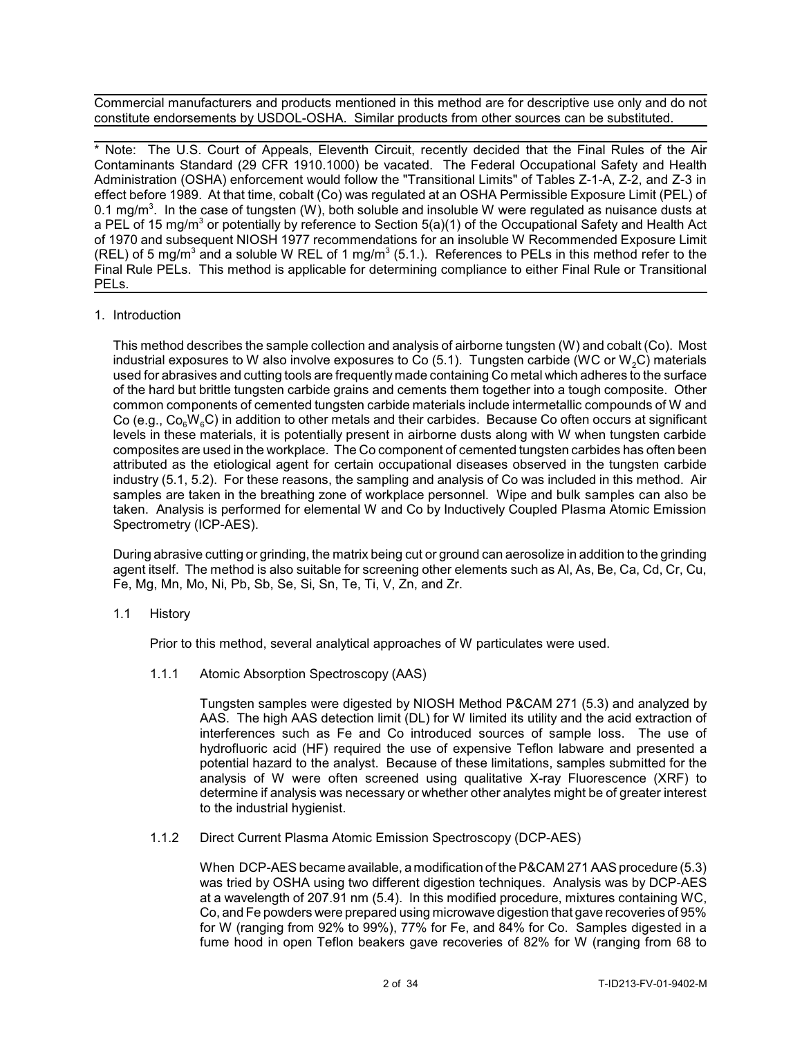Commercial manufacturers and products mentioned in this method are for descriptive use only and do not constitute endorsements by USDOL-OSHA. Similar products from other sources can be substituted.

* Note: The U.S. Court of Appeals, Eleventh Circuit, recently decided that the Final Rules of the Air Contaminants Standard (29 CFR 1910.1000) be vacated. The Federal Occupational Safety and Health Administration (OSHA) enforcement would follow the "Transitional Limits" of Tables Z-1-A, Z-2, and Z-3 in effect before 1989. At that time, cobalt (Co) was regulated at an OSHA Permissible Exposure Limit (PEL) of 0.1 mg/m$^3$. In the case of tungsten (W), both soluble and insoluble W were regulated as nuisance dusts at a PEL of 15 mg/m$^3$ or potentially by reference to Section 5(a)(1) of the Occupational Safety and Health Act of 1970 and subsequent NIOSH 1977 recommendations for an insoluble W Recommended Exposure Limit (REL) of 5 mg/m$^3$ and a soluble W REL of 1 mg/m$^3$ (5.1.). References to PELs in this method refer to the Final Rule PELs. This method is applicable for determining compliance to either Final Rule or Transitional PELs.

## 1. Introduction

This method describes the sample collection and analysis of airborne tungsten (W) and cobalt (Co). Most industrial exposures to W also involve exposures to Co (5.1). Tungsten carbide (WC or $W_2C$) materials used for abrasives and cutting tools are frequently made containing Co metal which adheres to the surface of the hard but brittle tungsten carbide grains and cements them together into a tough composite. Other common components of cemented tungsten carbide materials include intermetallic compounds of W and Co (e.g., $Co_6W_6C$) in addition to other metals and their carbides. Because Co often occurs at significant levels in these materials, it is potentially present in airborne dusts along with W when tungsten carbide composites are used in the workplace. The Co component of cemented tungsten carbides has often been attributed as the etiological agent for certain occupational diseases observed in the tungsten carbide industry (5.1, 5.2). For these reasons, the sampling and analysis of Co was included in this method. Air samples are taken in the breathing zone of workplace personnel. Wipe and bulk samples can also be taken. Analysis is performed for elemental W and Co by Inductively Coupled Plasma Atomic Emission Spectrometry (ICP-AES).

During abrasive cutting or grinding, the matrix being cut or ground can aerosolize in addition to the grinding agent itself. The method is also suitable for screening other elements such as Al, As, Be, Ca, Cd, Cr, Cu, Fe, Mg, Mn, Mo, Ni, Pb, Sb, Se, Si, Sn, Te, Ti, V, Zn, and Zr.

### 1.1 History

Prior to this method, several analytical approaches of W particulates were used.

#### 1.1.1 Atomic Absorption Spectroscopy (AAS)

Tungsten samples were digested by NIOSH Method P&CAM 271 (5.3) and analyzed by AAS. The high AAS detection limit (DL) for W limited its utility and the acid extraction of interferences such as Fe and Co introduced sources of sample loss. The use of hydrofluoric acid (HF) required the use of expensive Teflon labware and presented a potential hazard to the analyst. Because of these limitations, samples submitted for the analysis of W were often screened using qualitative X-ray Fluorescence (XRF) to determine if analysis was necessary or whether other analytes might be of greater interest to the industrial hygienist.

#### 1.1.2 Direct Current Plasma Atomic Emission Spectroscopy (DCP-AES)

When DCP-AES became available, a modification of the P&CAM 271 AAS procedure (5.3) was tried by OSHA using two different digestion techniques. Analysis was by DCP-AES at a wavelength of 207.91 nm (5.4). In this modified procedure, mixtures containing WC, Co, and Fe powders were prepared using microwave digestion that gave recoveries of 95% for W (ranging from 92% to 99%), 77% for Fe, and 84% for Co. Samples digested in a fume hood in open Teflon beakers gave recoveries of 82% for W (ranging from 68 to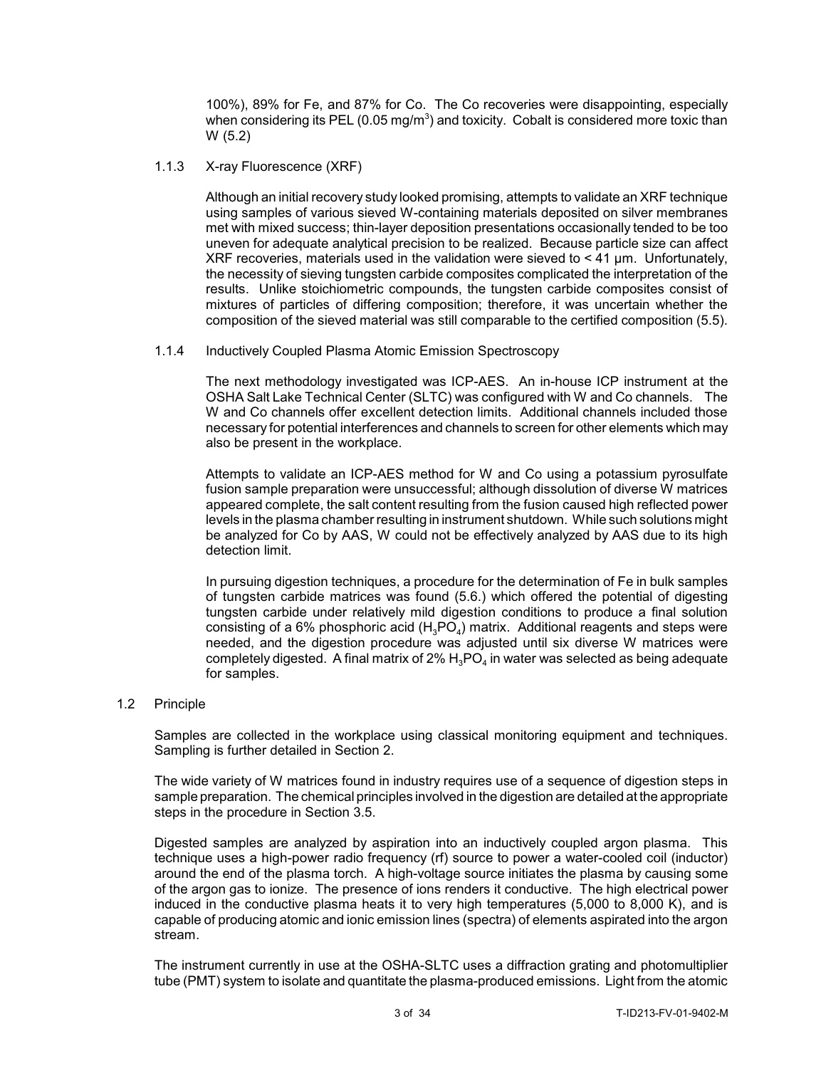100%), 89% for Fe, and 87% for Co. The Co recoveries were disappointing, especially when considering its PEL (0.05 mg/m$^3$) and toxicity. Cobalt is considered more toxic than W (5.2)

### 1.1.3 X-ray Fluorescence (XRF)

Although an initial recovery study looked promising, attempts to validate an XRF technique using samples of various sieved W-containing materials deposited on silver membranes met with mixed success; thin-layer deposition presentations occasionally tended to be too uneven for adequate analytical precision to be realized. Because particle size can affect XRF recoveries, materials used in the validation were sieved to < 41 µm. Unfortunately, the necessity of sieving tungsten carbide composites complicated the interpretation of the results. Unlike stoichiometric compounds, the tungsten carbide composites consist of mixtures of particles of differing composition; therefore, it was uncertain whether the composition of the sieved material was still comparable to the certified composition (5.5).

### 1.1.4 Inductively Coupled Plasma Atomic Emission Spectroscopy

The next methodology investigated was ICP-AES. An in-house ICP instrument at the OSHA Salt Lake Technical Center (SLTC) was configured with W and Co channels. The W and Co channels offer excellent detection limits. Additional channels included those necessary for potential interferences and channels to screen for other elements which may also be present in the workplace.

Attempts to validate an ICP-AES method for W and Co using a potassium pyrosulfate fusion sample preparation were unsuccessful; although dissolution of diverse W matrices appeared complete, the salt content resulting from the fusion caused high reflected power levels in the plasma chamber resulting in instrument shutdown. While such solutions might be analyzed for Co by AAS, W could not be effectively analyzed by AAS due to its high detection limit.

In pursuing digestion techniques, a procedure for the determination of Fe in bulk samples of tungsten carbide matrices was found (5.6.) which offered the potential of digesting tungsten carbide under relatively mild digestion conditions to produce a final solution consisting of a 6% phosphoric acid ($H_3PO_4$) matrix. Additional reagents and steps were needed, and the digestion procedure was adjusted until six diverse W matrices were completely digested. A final matrix of 2% $H_3PO_4$ in water was selected as being adequate for samples.

## 1.2 Principle

Samples are collected in the workplace using classical monitoring equipment and techniques. Sampling is further detailed in Section 2.

The wide variety of W matrices found in industry requires use of a sequence of digestion steps in sample preparation. The chemical principles involved in the digestion are detailed at the appropriate steps in the procedure in Section 3.5.

Digested samples are analyzed by aspiration into an inductively coupled argon plasma. This technique uses a high-power radio frequency (rf) source to power a water-cooled coil (inductor) around the end of the plasma torch. A high-voltage source initiates the plasma by causing some of the argon gas to ionize. The presence of ions renders it conductive. The high electrical power induced in the conductive plasma heats it to very high temperatures (5,000 to 8,000 K), and is capable of producing atomic and ionic emission lines (spectra) of elements aspirated into the argon stream.

The instrument currently in use at the OSHA-SLTC uses a diffraction grating and photomultiplier tube (PMT) system to isolate and quantitate the plasma-produced emissions. Light from the atomic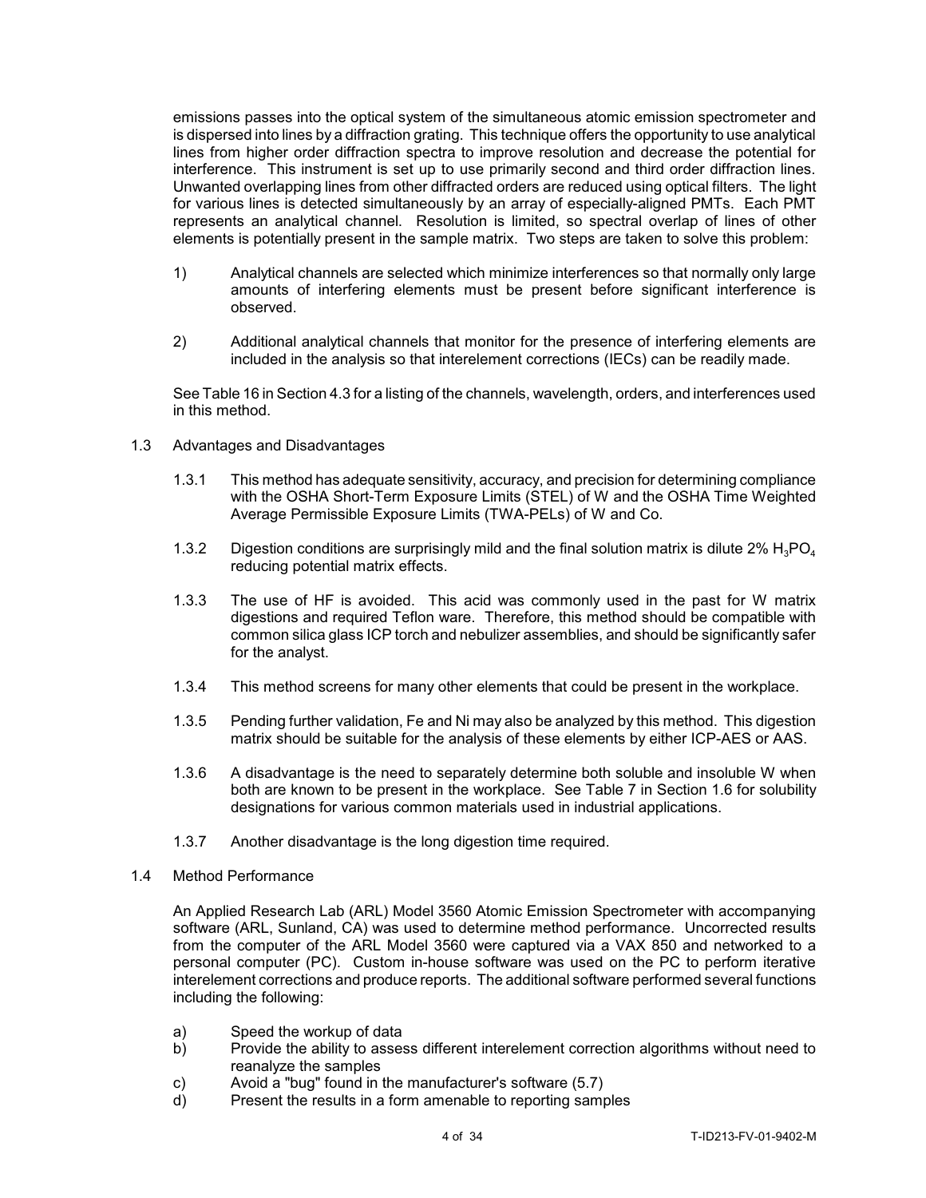emissions passes into the optical system of the simultaneous atomic emission spectrometer and is dispersed into lines by a diffraction grating. This technique offers the opportunity to use analytical lines from higher order diffraction spectra to improve resolution and decrease the potential for interference. This instrument is set up to use primarily second and third order diffraction lines. Unwanted overlapping lines from other diffracted orders are reduced using optical filters. The light for various lines is detected simultaneously by an array of especially-aligned PMTs. Each PMT represents an analytical channel. Resolution is limited, so spectral overlap of lines of other elements is potentially present in the sample matrix. Two steps are taken to solve this problem:

1) Analytical channels are selected which minimize interferences so that normally only large amounts of interfering elements must be present before significant interference is observed.

2) Additional analytical channels that monitor for the presence of interfering elements are included in the analysis so that interelement corrections (IECs) can be readily made.

See Table 16 in Section 4.3 for a listing of the channels, wavelength, orders, and interferences used in this method.

1.3 Advantages and Disadvantages

1.3.1 This method has adequate sensitivity, accuracy, and precision for determining compliance with the OSHA Short-Term Exposure Limits (STEL) of W and the OSHA Time Weighted Average Permissible Exposure Limits (TWA-PELs) of W and Co.

1.3.2 Digestion conditions are surprisingly mild and the final solution matrix is dilute 2% $H_3PO_4$ reducing potential matrix effects.

1.3.3 The use of HF is avoided. This acid was commonly used in the past for W matrix digestions and required Teflon ware. Therefore, this method should be compatible with common silica glass ICP torch and nebulizer assemblies, and should be significantly safer for the analyst.

1.3.4 This method screens for many other elements that could be present in the workplace.

1.3.5 Pending further validation, Fe and Ni may also be analyzed by this method. This digestion matrix should be suitable for the analysis of these elements by either ICP-AES or AAS.

1.3.6 A disadvantage is the need to separately determine both soluble and insoluble W when both are known to be present in the workplace. See Table 7 in Section 1.6 for solubility designations for various common materials used in industrial applications.

1.3.7 Another disadvantage is the long digestion time required.

1.4 Method Performance

An Applied Research Lab (ARL) Model 3560 Atomic Emission Spectrometer with accompanying software (ARL, Sunland, CA) was used to determine method performance. Uncorrected results from the computer of the ARL Model 3560 were captured via a VAX 850 and networked to a personal computer (PC). Custom in-house software was used on the PC to perform iterative interelement corrections and produce reports. The additional software performed several functions including the following:

a) Speed the workup of data
b) Provide the ability to assess different interelement correction algorithms without need to reanalyze the samples
c) Avoid a "bug" found in the manufacturer's software (5.7)
d) Present the results in a form amenable to reporting samples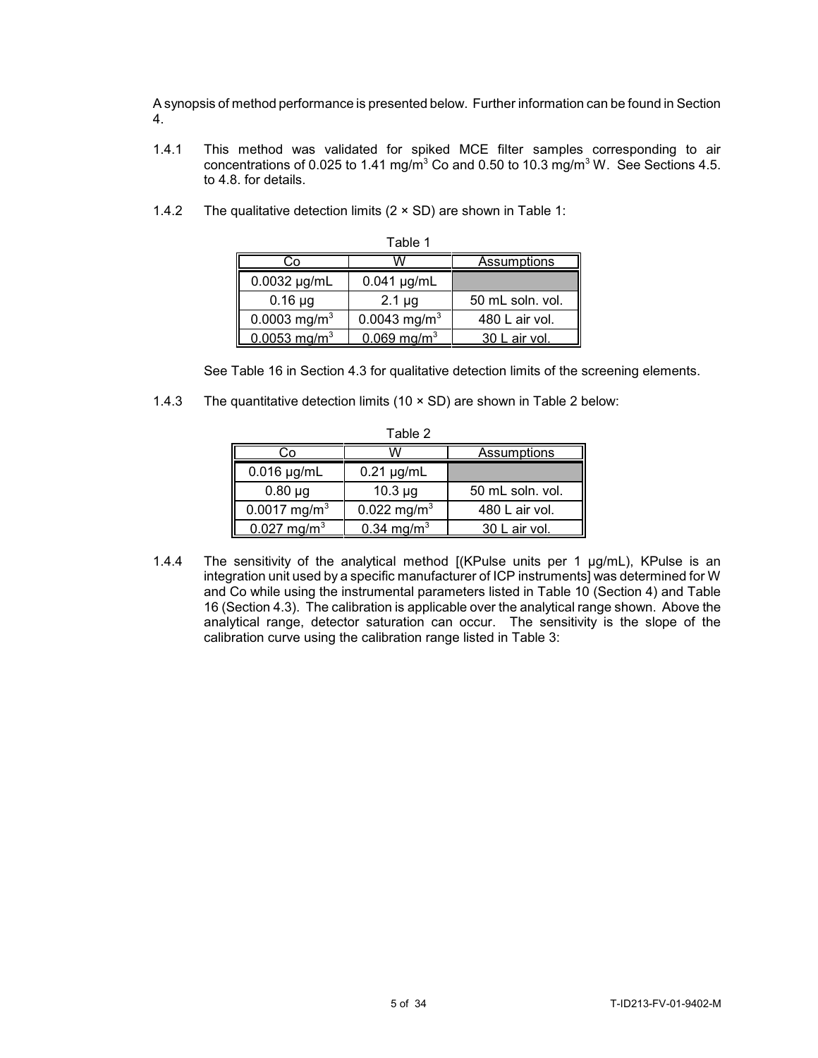A synopsis of method performance is presented below. Further information can be found in Section 4.

1.4.1 This method was validated for spiked MCE filter samples corresponding to air concentrations of 0.025 to 1.41 mg/m$^3$ Co and 0.50 to 10.3 mg/m$^3$ W. See Sections 4.5. to 4.8. for details.

1.4.2 The qualitative detection limits (2 × SD) are shown in Table 1:

Table 1

| Co | W | Assumptions |
|---|---|---|
| 0.0032 µg/mL | 0.041 µg/mL | |
| 0.16 µg | 2.1 µg | 50 mL soln. vol. |
| 0.0003 mg/m$^3$ | 0.0043 mg/m$^3$ | 480 L air vol. |
| 0.0053 mg/m$^3$ | 0.069 mg/m$^3$ | 30 L air vol. |

See Table 16 in Section 4.3 for qualitative detection limits of the screening elements.

1.4.3 The quantitative detection limits (10 × SD) are shown in Table 2 below:

Table 2

| Co | W | Assumptions |
|---|---|---|
| 0.016 µg/mL | 0.21 µg/mL | |
| 0.80 µg | 10.3 µg | 50 mL soln. vol. |
| 0.0017 mg/m$^3$ | 0.022 mg/m$^3$ | 480 L air vol. |
| 0.027 mg/m$^3$ | 0.34 mg/m$^3$ | 30 L air vol. |

1.4.4 The sensitivity of the analytical method [(KPulse units per 1 µg/mL), KPulse is an integration unit used by a specific manufacturer of ICP instruments] was determined for W and Co while using the instrumental parameters listed in Table 10 (Section 4) and Table 16 (Section 4.3). The calibration is applicable over the analytical range shown. Above the analytical range, detector saturation can occur. The sensitivity is the slope of the calibration curve using the calibration range listed in Table 3: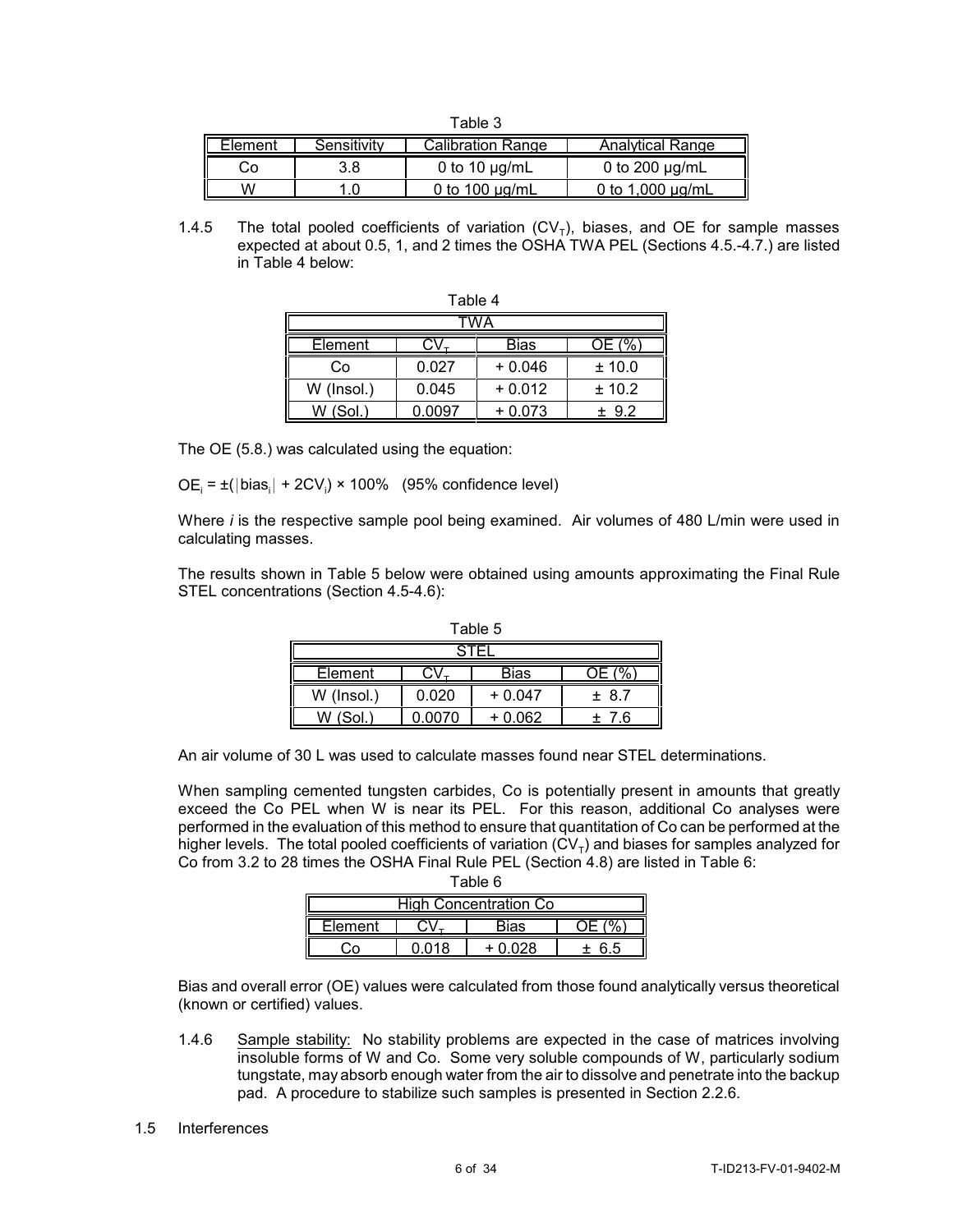Table 3

| Element | Sensitivity | Calibration Range | Analytical Range |
|---|---|---|---|
| Co | 3.8 | 0 to 10 µg/mL | 0 to 200 µg/mL |
| W | 1.0 | 0 to 100 µg/mL | 0 to 1,000 µg/mL |

1.4.5 The total pooled coefficients of variation ($CV_T$), biases, and OE for sample masses expected at about 0.5, 1, and 2 times the OSHA TWA PEL (Sections 4.5.-4.7.) are listed in Table 4 below:

Table 4

| TWA | | | |
|---|---|---|---|
| Element | $CV_T$ | Bias | OE (%) |
| Co | 0.027 | + 0.046 | ± 10.0 |
| W (Insol.) | 0.045 | + 0.012 | ± 10.2 |
| W (Sol.) | 0.0097 | + 0.073 | ± 9.2 |

The OE (5.8.) was calculated using the equation:

$OE_i = \pm(|bias_i| + 2CV_i) \times 100\%$ (95% confidence level)

Where *i* is the respective sample pool being examined. Air volumes of 480 L/min were used in calculating masses.

The results shown in Table 5 below were obtained using amounts approximating the Final Rule STEL concentrations (Section 4.5-4.6):

Table 5

| STEL | | | |
|---|---|---|---|
| Element | $CV_T$ | Bias | OE (%) |
| W (Insol.) | 0.020 | + 0.047 | ± 8.7 |
| W (Sol.) | 0.0070 | + 0.062 | ± 7.6 |

An air volume of 30 L was used to calculate masses found near STEL determinations.

When sampling cemented tungsten carbides, Co is potentially present in amounts that greatly exceed the Co PEL when W is near its PEL. For this reason, additional Co analyses were performed in the evaluation of this method to ensure that quantitation of Co can be performed at the higher levels. The total pooled coefficients of variation ($CV_T$) and biases for samples analyzed for Co from 3.2 to 28 times the OSHA Final Rule PEL (Section 4.8) are listed in Table 6:

Table 6

| High Concentration Co | | | |
|---|---|---|---|
| Element | $CV_T$ | Bias | OE (%) |
| Co | 0.018 | + 0.028 | ± 6.5 |

Bias and overall error (OE) values were calculated from those found analytically versus theoretical (known or certified) values.

1.4.6 Sample stability: No stability problems are expected in the case of matrices involving insoluble forms of W and Co. Some very soluble compounds of W, particularly sodium tungstate, may absorb enough water from the air to dissolve and penetrate into the backup pad. A procedure to stabilize such samples is presented in Section 2.2.6.

1.5 Interferences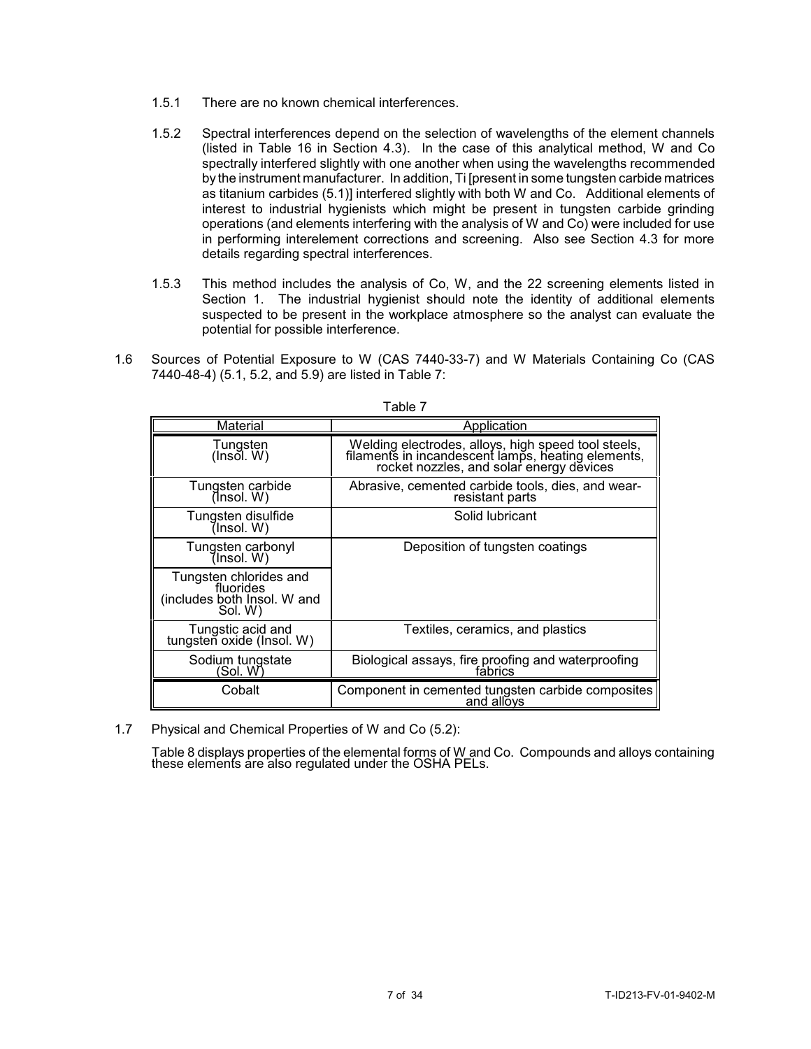1.5.1 There are no known chemical interferences.

1.5.2 Spectral interferences depend on the selection of wavelengths of the element channels (listed in Table 16 in Section 4.3). In the case of this analytical method, W and Co spectrally interfered slightly with one another when using the wavelengths recommended by the instrument manufacturer. In addition, Ti [present in some tungsten carbide matrices as titanium carbides (5.1)] interfered slightly with both W and Co. Additional elements of interest to industrial hygienists which might be present in tungsten carbide grinding operations (and elements interfering with the analysis of W and Co) were included for use in performing interelement corrections and screening. Also see Section 4.3 for more details regarding spectral interferences.

1.5.3 This method includes the analysis of Co, W, and the 22 screening elements listed in Section 1. The industrial hygienist should note the identity of additional elements suspected to be present in the workplace atmosphere so the analyst can evaluate the potential for possible interference.

1.6 Sources of Potential Exposure to W (CAS 7440-33-7) and W Materials Containing Co (CAS 7440-48-4) (5.1, 5.2, and 5.9) are listed in Table 7:

Table 7

| Material | Application |
|---|---|
| Tungsten (Insol. W) | Welding electrodes, alloys, high speed tool steels, filaments in incandescent lamps, heating elements, rocket nozzles, and solar energy devices |
| Tungsten carbide (Insol. W) | Abrasive, cemented carbide tools, dies, and wear-resistant parts |
| Tungsten disulfide (Insol. W) | Solid lubricant |
| Tungsten carbonyl (Insol. W) | Deposition of tungsten coatings |
| Tungsten chlorides and fluorides (includes both Insol. W and Sol. W) | |
| Tungstic acid and tungsten oxide (Insol. W) | Textiles, ceramics, and plastics |
| Sodium tungstate (Sol. W) | Biological assays, fire proofing and waterproofing fabrics |
| Cobalt | Component in cemented tungsten carbide composites and alloys |

1.7 Physical and Chemical Properties of W and Co (5.2):

Table 8 displays properties of the elemental forms of W and Co. Compounds and alloys containing these elements are also regulated under the OSHA PELs.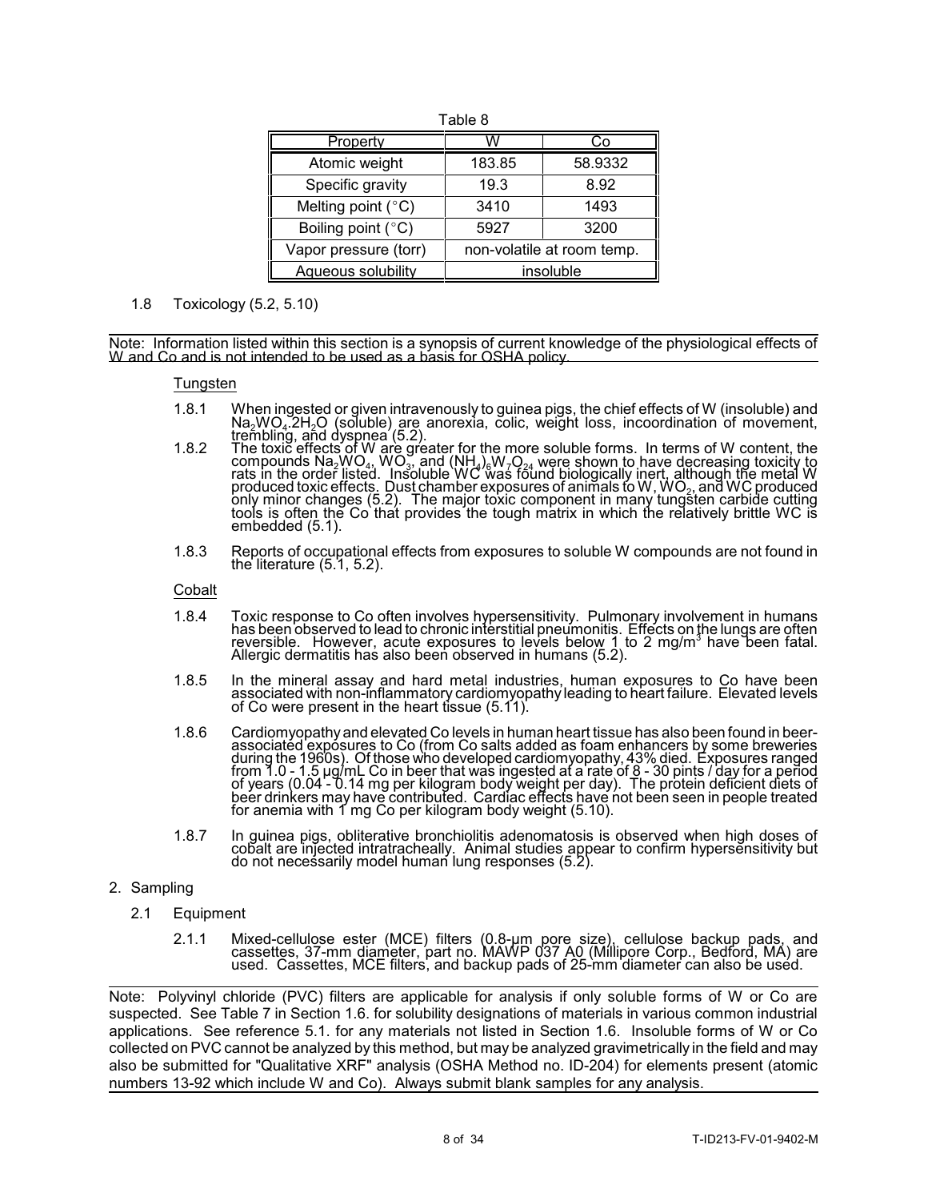Table 8

| Property | W | Co |
|---|---|---|
| Atomic weight | 183.85 | 58.9332 |
| Specific gravity | 19.3 | 8.92 |
| Melting point (°C) | 3410 | 1493 |
| Boiling point (°C) | 5927 | 3200 |
| Vapor pressure (torr) | non-volatile at room temp. | |
| Aqueous solubility | insoluble | |

1.8 Toxicology (5.2, 5.10)

Note: Information listed within this section is a synopsis of current knowledge of the physiological effects of W and Co and is not intended to be used as a basis for OSHA policy.

Tungsten

1.8.1 When ingested or given intravenously to guinea pigs, the chief effects of W (insoluble) and $Na_2WO_4.2H_2O$ (soluble) are anorexia, colic, weight loss, incoordination of movement, trembling, and dyspnea (5.2).

1.8.2 The toxic effects of W are greater for the more soluble forms. In terms of W content, the compounds $Na_2WO_4$, $WO_3$, and $(NH_4)_6W_7O_{24}$ were shown to have decreasing toxicity to rats in the order listed. Insoluble WC was found biologically inert, although the metal W produced toxic effects. Dust chamber exposures of animals to W, $WO_2$, and WC produced only minor changes (5.2). The major toxic component in many tungsten carbide cutting tools is often the Co that provides the tough matrix in which the relatively brittle WC is embedded (5.1).

1.8.3 Reports of occupational effects from exposures to soluble W compounds are not found in the literature (5.1, 5.2).

Cobalt

1.8.4 Toxic response to Co often involves hypersensitivity. Pulmonary involvement in humans has been observed to lead to chronic interstitial pneumonitis. Effects on the lungs are often reversible. However, acute exposures to levels below 1 to 2 $mg/m^3$ have been fatal. Allergic dermatitis has also been observed in humans (5.2).

1.8.5 In the mineral assay and hard metal industries, human exposures to Co have been associated with non-inflammatory cardiomyopathy leading to heart failure. Elevated levels of Co were present in the heart tissue (5.11).

1.8.6 Cardiomyopathy and elevated Co levels in human heart tissue has also been found in beer-associated exposures to Co (from Co salts added as foam enhancers by some breweries during the 1960s). Of those who developed cardiomyopathy, 43% died. Exposures ranged from 1.0 - 1.5 µg/mL Co in beer that was ingested at a rate of 8 - 30 pints / day for a period of years (0.04 - 0.14 mg per kilogram body weight per day). The protein deficient diets of beer drinkers may have contributed. Cardiac effects have not been seen in people treated for anemia with 1 mg Co per kilogram body weight (5.10).

1.8.7 In guinea pigs, obliterative bronchiolitis adenomatosis is observed when high doses of cobalt are injected intratracheally. Animal studies appear to confirm hypersensitivity but do not necessarily model human lung responses (5.2).

2. Sampling

2.1 Equipment

2.1.1 Mixed-cellulose ester (MCE) filters (0.8-µm pore size), cellulose backup pads, and cassettes, 37-mm diameter, part no. MAWP 037 A0 (Millipore Corp., Bedford, MA) are used. Cassettes, MCE filters, and backup pads of 25-mm diameter can also be used.

Note: Polyvinyl chloride (PVC) filters are applicable for analysis if only soluble forms of W or Co are suspected. See Table 7 in Section 1.6. for solubility designations of materials in various common industrial applications. See reference 5.1. for any materials not listed in Section 1.6. Insoluble forms of W or Co collected on PVC cannot be analyzed by this method, but may be analyzed gravimetrically in the field and may also be submitted for "Qualitative XRF" analysis (OSHA Method no. ID-204) for elements present (atomic numbers 13-92 which include W and Co). Always submit blank samples for any analysis.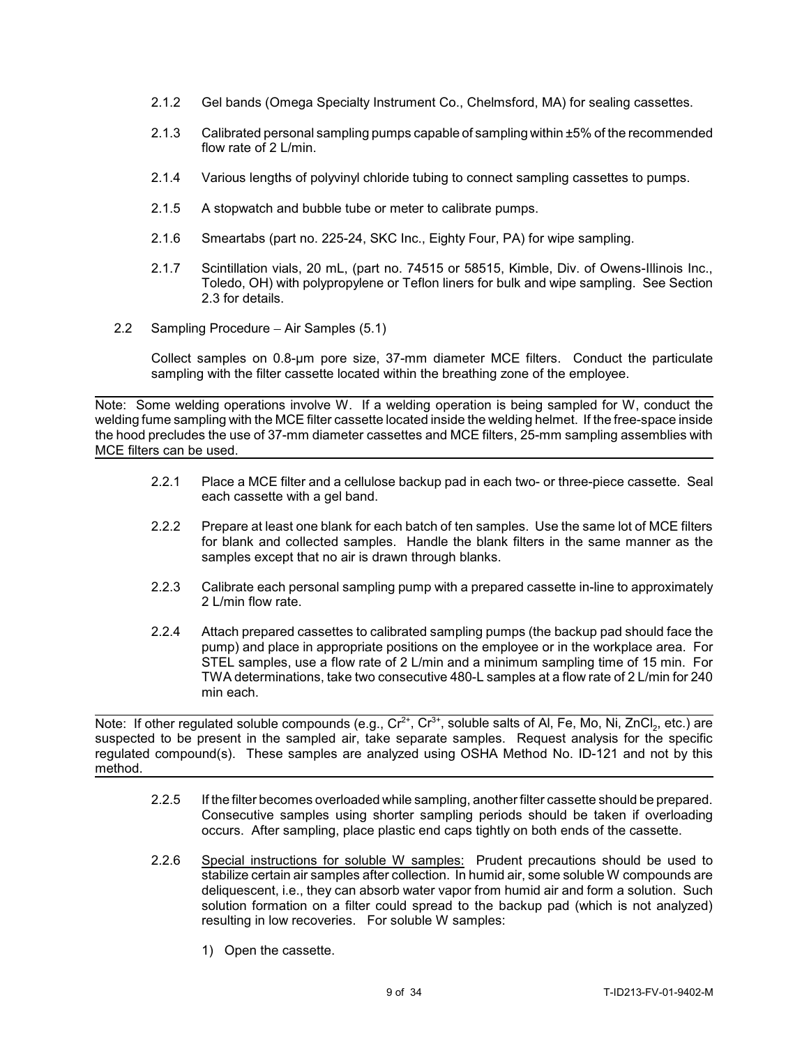2.1.2 Gel bands (Omega Specialty Instrument Co., Chelmsford, MA) for sealing cassettes.

2.1.3 Calibrated personal sampling pumps capable of sampling within ±5% of the recommended flow rate of 2 L/min.

2.1.4 Various lengths of polyvinyl chloride tubing to connect sampling cassettes to pumps.

2.1.5 A stopwatch and bubble tube or meter to calibrate pumps.

2.1.6 Smeartabs (part no. 225-24, SKC Inc., Eighty Four, PA) for wipe sampling.

2.1.7 Scintillation vials, 20 mL, (part no. 74515 or 58515, Kimble, Div. of Owens-Illinois Inc., Toledo, OH) with polypropylene or Teflon liners for bulk and wipe sampling. See Section 2.3 for details.

2.2 Sampling Procedure – Air Samples (5.1)

Collect samples on 0.8-μm pore size, 37-mm diameter MCE filters. Conduct the particulate sampling with the filter cassette located within the breathing zone of the employee.

---

Note: Some welding operations involve W. If a welding operation is being sampled for W, conduct the welding fume sampling with the MCE filter cassette located inside the welding helmet. If the free-space inside the hood precludes the use of 37-mm diameter cassettes and MCE filters, 25-mm sampling assemblies with MCE filters can be used.

---

2.2.1 Place a MCE filter and a cellulose backup pad in each two- or three-piece cassette. Seal each cassette with a gel band.

2.2.2 Prepare at least one blank for each batch of ten samples. Use the same lot of MCE filters for blank and collected samples. Handle the blank filters in the same manner as the samples except that no air is drawn through blanks.

2.2.3 Calibrate each personal sampling pump with a prepared cassette in-line to approximately 2 L/min flow rate.

2.2.4 Attach prepared cassettes to calibrated sampling pumps (the backup pad should face the pump) and place in appropriate positions on the employee or in the workplace area. For STEL samples, use a flow rate of 2 L/min and a minimum sampling time of 15 min. For TWA determinations, take two consecutive 480-L samples at a flow rate of 2 L/min for 240 min each.

---

Note: If other regulated soluble compounds (e.g., $Cr^{2+}$, $Cr^{3+}$, soluble salts of Al, Fe, Mo, Ni, $ZnCl_2$, etc.) are suspected to be present in the sampled air, take separate samples. Request analysis for the specific regulated compound(s). These samples are analyzed using OSHA Method No. ID-121 and not by this method.

---

2.2.5 If the filter becomes overloaded while sampling, another filter cassette should be prepared. Consecutive samples using shorter sampling periods should be taken if overloading occurs. After sampling, place plastic end caps tightly on both ends of the cassette.

2.2.6 Special instructions for soluble W samples: Prudent precautions should be used to stabilize certain air samples after collection. In humid air, some soluble W compounds are deliquescent, i.e., they can absorb water vapor from humid air and form a solution. Such solution formation on a filter could spread to the backup pad (which is not analyzed) resulting in low recoveries. For soluble W samples:

1) Open the cassette.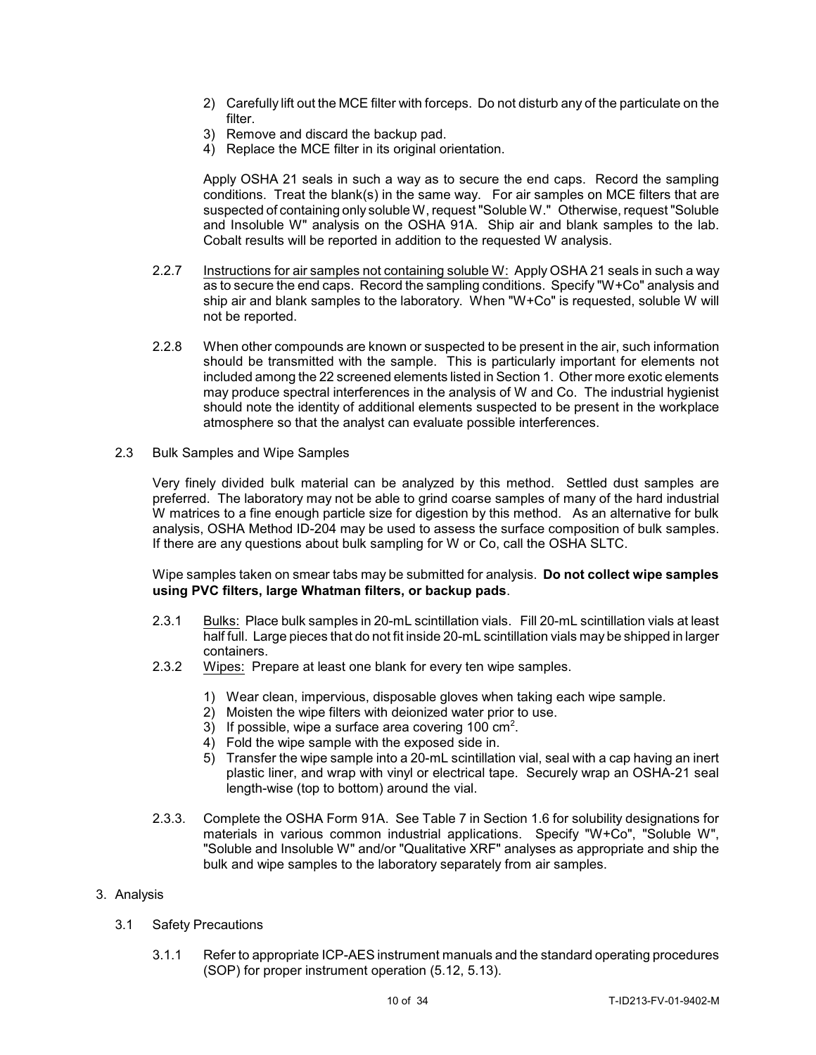2) Carefully lift out the MCE filter with forceps. Do not disturb any of the particulate on the filter.
3) Remove and discard the backup pad.
4) Replace the MCE filter in its original orientation.

Apply OSHA 21 seals in such a way as to secure the end caps. Record the sampling conditions. Treat the blank(s) in the same way. For air samples on MCE filters that are suspected of containing only soluble W, request "Soluble W." Otherwise, request "Soluble and Insoluble W" analysis on the OSHA 91A. Ship air and blank samples to the lab. Cobalt results will be reported in addition to the requested W analysis.

2.2.7 Instructions for air samples not containing soluble W: Apply OSHA 21 seals in such a way as to secure the end caps. Record the sampling conditions. Specify "W+Co" analysis and ship air and blank samples to the laboratory. When "W+Co" is requested, soluble W will not be reported.

2.2.8 When other compounds are known or suspected to be present in the air, such information should be transmitted with the sample. This is particularly important for elements not included among the 22 screened elements listed in Section 1. Other more exotic elements may produce spectral interferences in the analysis of W and Co. The industrial hygienist should note the identity of additional elements suspected to be present in the workplace atmosphere so that the analyst can evaluate possible interferences.

2.3 Bulk Samples and Wipe Samples

Very finely divided bulk material can be analyzed by this method. Settled dust samples are preferred. The laboratory may not be able to grind coarse samples of many of the hard industrial W matrices to a fine enough particle size for digestion by this method. As an alternative for bulk analysis, OSHA Method ID-204 may be used to assess the surface composition of bulk samples. If there are any questions about bulk sampling for W or Co, call the OSHA SLTC.

Wipe samples taken on smear tabs may be submitted for analysis. **Do not collect wipe samples using PVC filters, large Whatman filters, or backup pads**.

2.3.1 Bulks: Place bulk samples in 20-mL scintillation vials. Fill 20-mL scintillation vials at least half full. Large pieces that do not fit inside 20-mL scintillation vials may be shipped in larger containers.

2.3.2 Wipes: Prepare at least one blank for every ten wipe samples.

1) Wear clean, impervious, disposable gloves when taking each wipe sample.
2) Moisten the wipe filters with deionized water prior to use.
3) If possible, wipe a surface area covering 100 $cm^2$.
4) Fold the wipe sample with the exposed side in.
5) Transfer the wipe sample into a 20-mL scintillation vial, seal with a cap having an inert plastic liner, and wrap with vinyl or electrical tape. Securely wrap an OSHA-21 seal length-wise (top to bottom) around the vial.

2.3.3. Complete the OSHA Form 91A. See Table 7 in Section 1.6 for solubility designations for materials in various common industrial applications. Specify "W+Co", "Soluble W", "Soluble and Insoluble W" and/or "Qualitative XRF" analyses as appropriate and ship the bulk and wipe samples to the laboratory separately from air samples.

## 3. Analysis

### 3.1 Safety Precautions

3.1.1 Refer to appropriate ICP-AES instrument manuals and the standard operating procedures (SOP) for proper instrument operation (5.12, 5.13).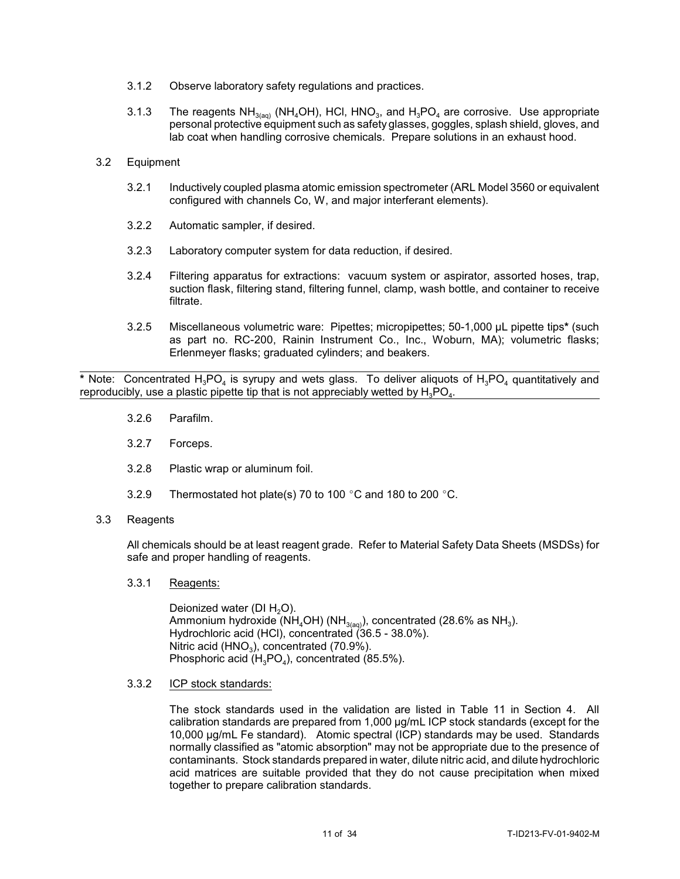3.1.2 Observe laboratory safety regulations and practices.

3.1.3 The reagents $NH_{3(aq)}$ ($NH_4OH$), HCl, $HNO_3$, and $H_3PO_4$ are corrosive. Use appropriate personal protective equipment such as safety glasses, goggles, splash shield, gloves, and lab coat when handling corrosive chemicals. Prepare solutions in an exhaust hood.

3.2 Equipment

3.2.1 Inductively coupled plasma atomic emission spectrometer (ARL Model 3560 or equivalent configured with channels Co, W, and major interferant elements).

3.2.2 Automatic sampler, if desired.

3.2.3 Laboratory computer system for data reduction, if desired.

3.2.4 Filtering apparatus for extractions: vacuum system or aspirator, assorted hoses, trap, suction flask, filtering stand, filtering funnel, clamp, wash bottle, and container to receive filtrate.

3.2.5 Miscellaneous volumetric ware: Pipettes; micropipettes; 50-1,000 µL pipette tips* (such as part no. RC-200, Rainin Instrument Co., Inc., Woburn, MA); volumetric flasks; Erlenmeyer flasks; graduated cylinders; and beakers.

* Note: Concentrated $H_3PO_4$ is syrupy and wets glass. To deliver aliquots of $H_3PO_4$ quantitatively and reproducibly, use a plastic pipette tip that is not appreciably wetted by $H_3PO_4$.

3.2.6 Parafilm.

3.2.7 Forceps.

3.2.8 Plastic wrap or aluminum foil.

3.2.9 Thermostated hot plate(s) 70 to 100 °C and 180 to 200 °C.

3.3 Reagents

All chemicals should be at least reagent grade. Refer to Material Safety Data Sheets (MSDSs) for safe and proper handling of reagents.

3.3.1 Reagents:

Deionized water (DI $H_2O$).
Ammonium hydroxide ($NH_4OH$) ($NH_{3(aq)}$), concentrated (28.6% as $NH_3$).
Hydrochloric acid (HCl), concentrated (36.5 - 38.0%).
Nitric acid ($HNO_3$), concentrated (70.9%).
Phosphoric acid ($H_3PO_4$), concentrated (85.5%).

3.3.2 ICP stock standards:

The stock standards used in the validation are listed in Table 11 in Section 4. All calibration standards are prepared from 1,000 µg/mL ICP stock standards (except for the 10,000 µg/mL Fe standard). Atomic spectral (ICP) standards may be used. Standards normally classified as "atomic absorption" may not be appropriate due to the presence of contaminants. Stock standards prepared in water, dilute nitric acid, and dilute hydrochloric acid matrices are suitable provided that they do not cause precipitation when mixed together to prepare calibration standards.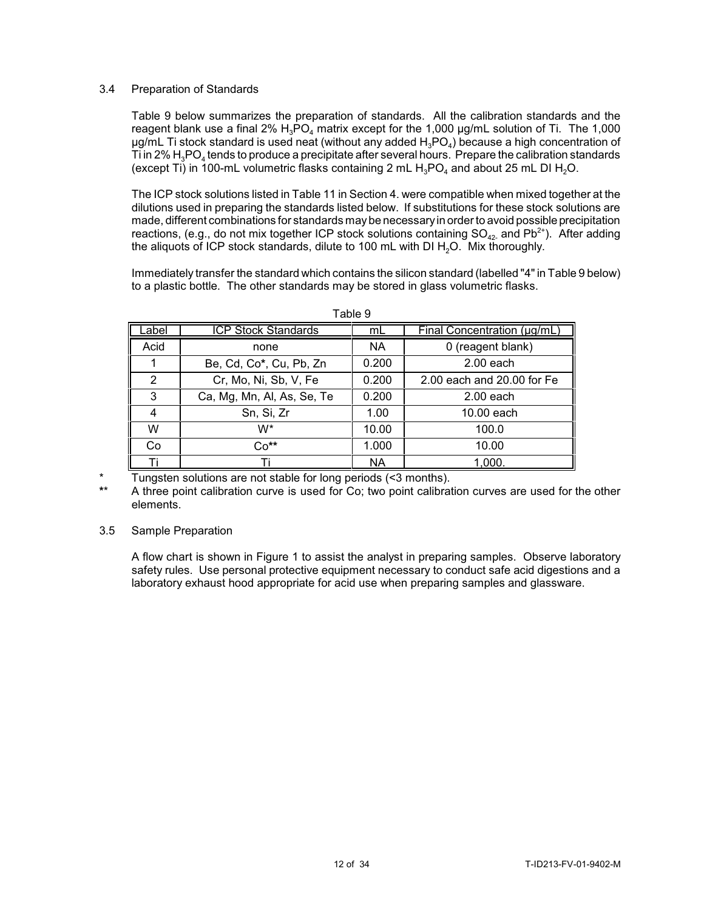## 3.4 Preparation of Standards

Table 9 below summarizes the preparation of standards. All the calibration standards and the reagent blank use a final 2% $H_3PO_4$ matrix except for the 1,000 µg/mL solution of Ti. The 1,000 µg/mL Ti stock standard is used neat (without any added $H_3PO_4$) because a high concentration of Ti in 2% $H_3PO_4$ tends to produce a precipitate after several hours. Prepare the calibration standards (except Ti) in 100-mL volumetric flasks containing 2 mL $H_3PO_4$ and about 25 mL DI $H_2O$.

The ICP stock solutions listed in Table 11 in Section 4. were compatible when mixed together at the dilutions used in preparing the standards listed below. If substitutions for these stock solutions are made, different combinations for standards may be necessary in order to avoid possible precipitation reactions, (e.g., do not mix together ICP stock solutions containing $SO_{42-}$ and $Pb^{2+}$). After adding the aliquots of ICP stock standards, dilute to 100 mL with DI $H_2O$. Mix thoroughly.

Immediately transfer the standard which contains the silicon standard (labelled "4" in Table 9 below) to a plastic bottle. The other standards may be stored in glass volumetric flasks.

Table 9

| Label | ICP Stock Standards | mL | Final Concentration (µg/mL) |
|---|---|---|---|
| Acid | none | NA | 0 (reagent blank) |
| 1 | Be, Cd, Co*, Cu, Pb, Zn | 0.200 | 2.00 each |
| 2 | Cr, Mo, Ni, Sb, V, Fe | 0.200 | 2.00 each and 20.00 for Fe |
| 3 | Ca, Mg, Mn, Al, As, Se, Te | 0.200 | 2.00 each |
| 4 | Sn, Si, Zr | 1.00 | 10.00 each |
| W | W* | 10.00 | 100.0 |
| Co | Co** | 1.000 | 10.00 |
| Ti | Ti | NA | 1,000. |

\* Tungsten solutions are not stable for long periods (<3 months).

\*\* A three point calibration curve is used for Co; two point calibration curves are used for the other elements.

## 3.5 Sample Preparation

A flow chart is shown in Figure 1 to assist the analyst in preparing samples. Observe laboratory safety rules. Use personal protective equipment necessary to conduct safe acid digestions and a laboratory exhaust hood appropriate for acid use when preparing samples and glassware.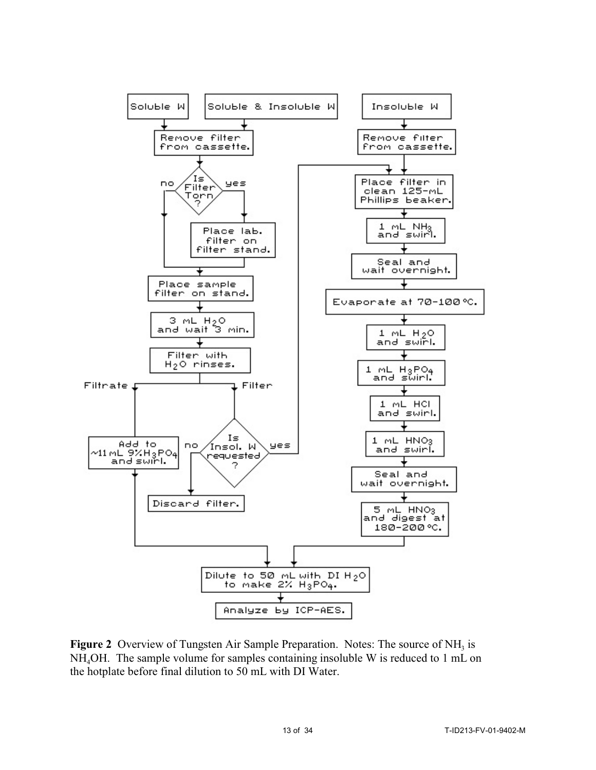Soluble W

Soluble & Insoluble W

Insoluble W

Remove filter from cassette.

Is Filter Torn ?

no

yes

Place lab. filter on filter stand.

Place sample filter on stand.

3 mL $H_2O$ and wait 3 min.

Filter with $H_2O$ rinses.

Filtrate

Filter

Add to ~11 mL 9% $H_3PO_4$ and swirl.

Is Insol. W requested ?

no

yes

Discard filter.

Remove filter from cassette.

Place filter in clean 125-mL Phillips beaker.

1 mL $NH_3$ and swirl.

Seal and wait overnight.

Evaporate at 70-100 °C.

1 mL $H_2O$ and swirl.

1 mL $H_3PO_4$ and swirl.

1 mL HCl and swirl.

1 mL $HNO_3$ and swirl.

Seal and wait overnight.

5 mL $HNO_3$ and digest at 180-200 °C.

Dilute to 50 mL with DI $H_2O$ to make 2% $H_3PO_4$.

Analyze by ICP-AES.

**Figure 2** Overview of Tungsten Air Sample Preparation. Notes: The source of $NH_3$ is $NH_4OH$. The sample volume for samples containing insoluble W is reduced to 1 mL on the hotplate before final dilution to 50 mL with DI Water.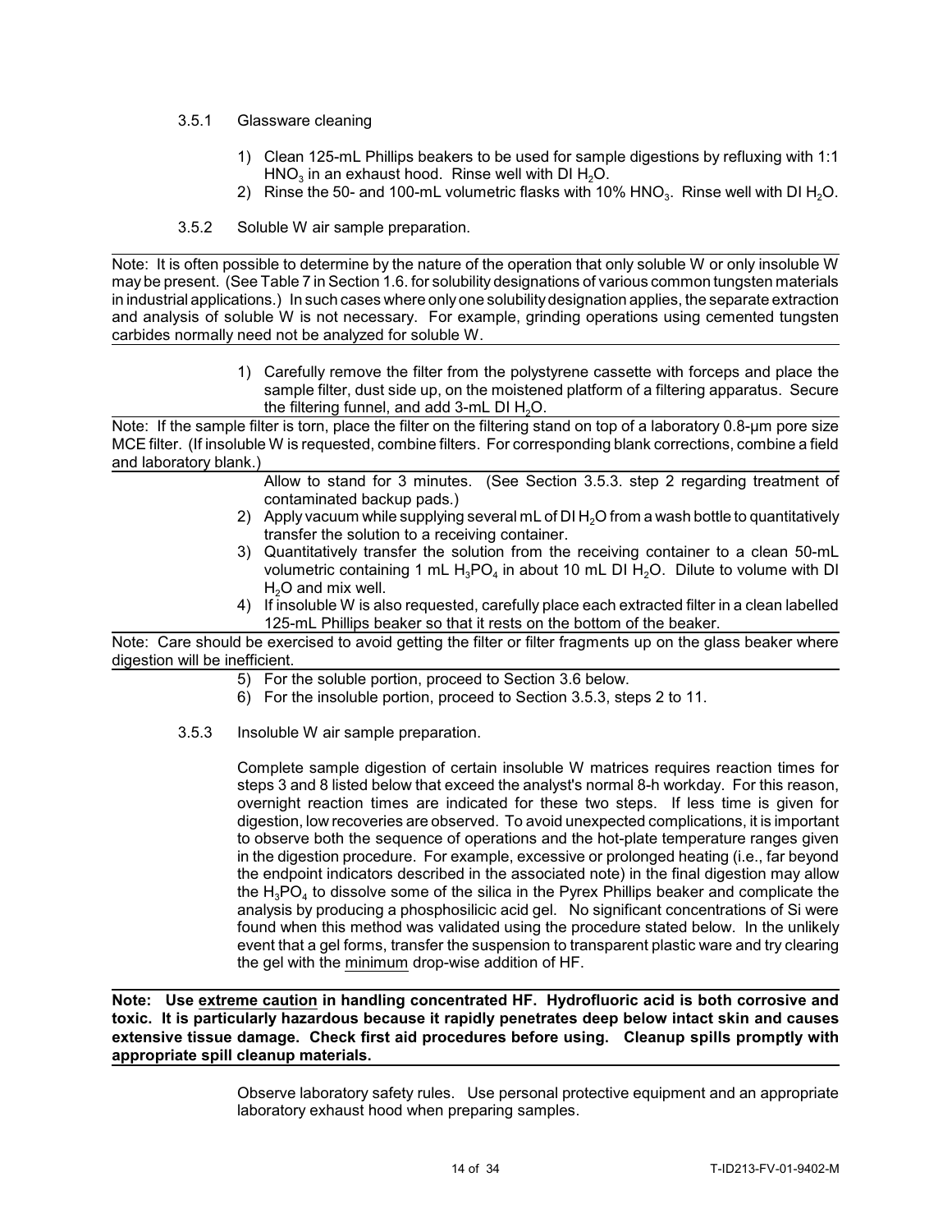3.5.1 Glassware cleaning

1) Clean 125-mL Phillips beakers to be used for sample digestions by refluxing with 1:1 $HNO_3$ in an exhaust hood. Rinse well with DI $H_2O$.
2) Rinse the 50- and 100-mL volumetric flasks with 10% $HNO_3$. Rinse well with DI $H_2O$.

3.5.2 Soluble W air sample preparation.

---

Note: It is often possible to determine by the nature of the operation that only soluble W or only insoluble W may be present. (See Table 7 in Section 1.6. for solubility designations of various common tungsten materials in industrial applications.) In such cases where only one solubility designation applies, the separate extraction and analysis of soluble W is not necessary. For example, grinding operations using cemented tungsten carbides normally need not be analyzed for soluble W.

---

1) Carefully remove the filter from the polystyrene cassette with forceps and place the sample filter, dust side up, on the moistened platform of a filtering apparatus. Secure the filtering funnel, and add 3-mL DI $H_2O$.

---

Note: If the sample filter is torn, place the filter on the filtering stand on top of a laboratory 0.8-μm pore size MCE filter. (If insoluble W is requested, combine filters. For corresponding blank corrections, combine a field and laboratory blank.)

---

Allow to stand for 3 minutes. (See Section 3.5.3. step 2 regarding treatment of contaminated backup pads.)

2) Apply vacuum while supplying several mL of DI $H_2O$ from a wash bottle to quantitatively transfer the solution to a receiving container.
3) Quantitatively transfer the solution from the receiving container to a clean 50-mL volumetric containing 1 mL $H_3PO_4$ in about 10 mL DI $H_2O$. Dilute to volume with DI $H_2O$ and mix well.
4) If insoluble W is also requested, carefully place each extracted filter in a clean labelled 125-mL Phillips beaker so that it rests on the bottom of the beaker.

---

Note: Care should be exercised to avoid getting the filter or filter fragments up on the glass beaker where digestion will be inefficient.

---

5) For the soluble portion, proceed to Section 3.6 below.
6) For the insoluble portion, proceed to Section 3.5.3, steps 2 to 11.

3.5.3 Insoluble W air sample preparation.

Complete sample digestion of certain insoluble W matrices requires reaction times for steps 3 and 8 listed below that exceed the analyst's normal 8-h workday. For this reason, overnight reaction times are indicated for these two steps. If less time is given for digestion, low recoveries are observed. To avoid unexpected complications, it is important to observe both the sequence of operations and the hot-plate temperature ranges given in the digestion procedure. For example, excessive or prolonged heating (i.e., far beyond the endpoint indicators described in the associated note) in the final digestion may allow the $H_3PO_4$ to dissolve some of the silica in the Pyrex Phillips beaker and complicate the analysis by producing a phosphosilicic acid gel. No significant concentrations of Si were found when this method was validated using the procedure stated below. In the unlikely event that a gel forms, transfer the suspension to transparent plastic ware and try clearing the gel with the minimum drop-wise addition of HF.

---

**Note: Use extreme caution in handling concentrated HF. Hydrofluoric acid is both corrosive and toxic. It is particularly hazardous because it rapidly penetrates deep below intact skin and causes extensive tissue damage. Check first aid procedures before using. Cleanup spills promptly with appropriate spill cleanup materials.**

---

Observe laboratory safety rules. Use personal protective equipment and an appropriate laboratory exhaust hood when preparing samples.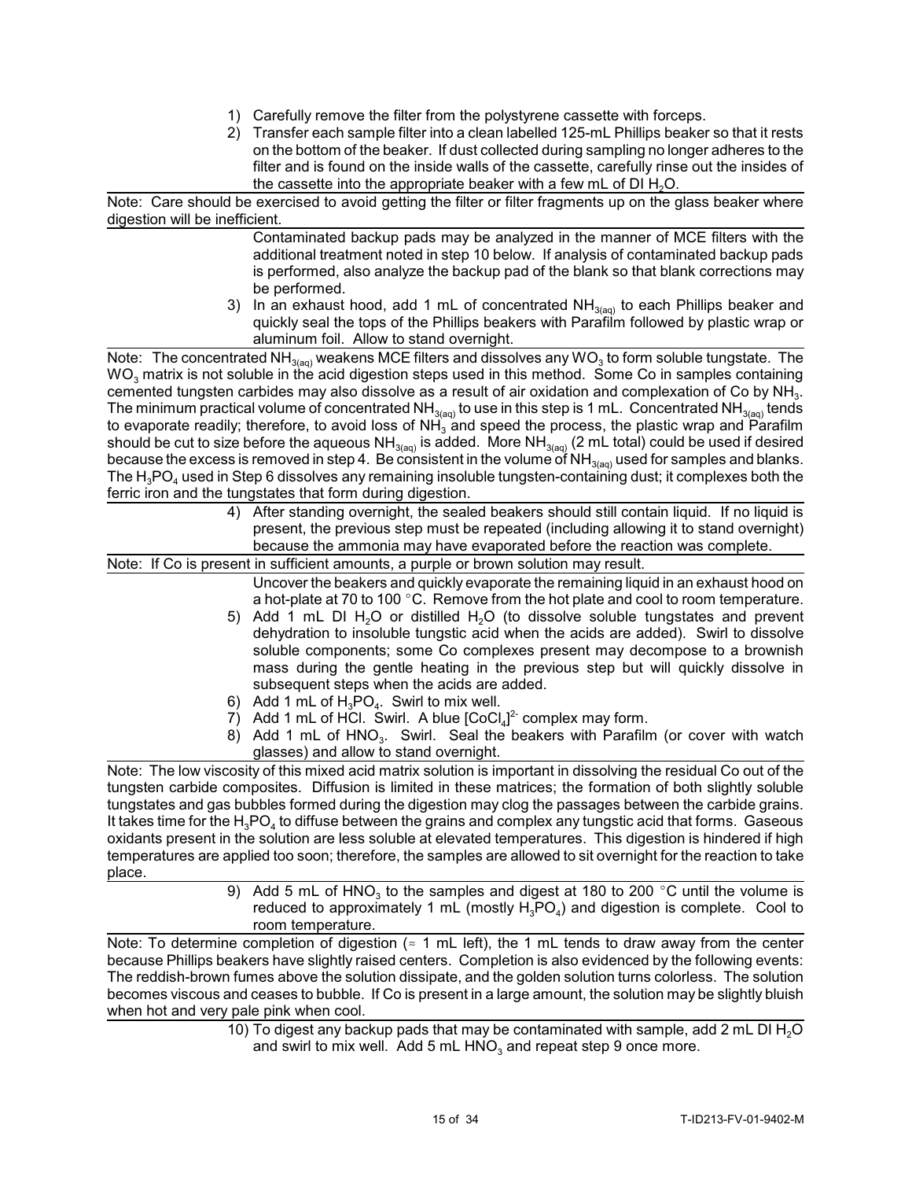1) Carefully remove the filter from the polystyrene cassette with forceps.
2) Transfer each sample filter into a clean labelled 125-mL Phillips beaker so that it rests on the bottom of the beaker. If dust collected during sampling no longer adheres to the filter and is found on the inside walls of the cassette, carefully rinse out the insides of the cassette into the appropriate beaker with a few mL of DI $H_2O$.

Note: Care should be exercised to avoid getting the filter or filter fragments up on the glass beaker where digestion will be inefficient.

Contaminated backup pads may be analyzed in the manner of MCE filters with the additional treatment noted in step 10 below. If analysis of contaminated backup pads is performed, also analyze the backup pad of the blank so that blank corrections may be performed.

3) In an exhaust hood, add 1 mL of concentrated $NH_{3(aq)}$ to each Phillips beaker and quickly seal the tops of the Phillips beakers with Parafilm followed by plastic wrap or aluminum foil. Allow to stand overnight.

Note: The concentrated $NH_{3(aq)}$ weakens MCE filters and dissolves any $WO_3$ to form soluble tungstate. The $WO_3$ matrix is not soluble in the acid digestion steps used in this method. Some Co in samples containing cemented tungsten carbides may also dissolve as a result of air oxidation and complexation of Co by $NH_3$. The minimum practical volume of concentrated $NH_{3(aq)}$ to use in this step is 1 mL. Concentrated $NH_{3(aq)}$ tends to evaporate readily; therefore, to avoid loss of $NH_3$ and speed the process, the plastic wrap and Parafilm should be cut to size before the aqueous $NH_{3(aq)}$ is added. More $NH_{3(aq)}$ (2 mL total) could be used if desired because the excess is removed in step 4. Be consistent in the volume of $NH_{3(aq)}$ used for samples and blanks. The $H_3PO_4$ used in Step 6 dissolves any remaining insoluble tungsten-containing dust; it complexes both the ferric iron and the tungstates that form during digestion.

4) After standing overnight, the sealed beakers should still contain liquid. If no liquid is present, the previous step must be repeated (including allowing it to stand overnight) because the ammonia may have evaporated before the reaction was complete.

Note: If Co is present in sufficient amounts, a purple or brown solution may result.

Uncover the beakers and quickly evaporate the remaining liquid in an exhaust hood on a hot-plate at 70 to 100 °C. Remove from the hot plate and cool to room temperature.

5) Add 1 mL DI $H_2O$ or distilled $H_2O$ (to dissolve soluble tungstates and prevent dehydration to insoluble tungstic acid when the acids are added). Swirl to dissolve soluble components; some Co complexes present may decompose to a brownish mass during the gentle heating in the previous step but will quickly dissolve in subsequent steps when the acids are added.
6) Add 1 mL of $H_3PO_4$. Swirl to mix well.
7) Add 1 mL of HCl. Swirl. A blue $[CoCl_4]^{2-}$ complex may form.
8) Add 1 mL of $HNO_3$. Swirl. Seal the beakers with Parafilm (or cover with watch glasses) and allow to stand overnight.

Note: The low viscosity of this mixed acid matrix solution is important in dissolving the residual Co out of the tungsten carbide composites. Diffusion is limited in these matrices; the formation of both slightly soluble tungstates and gas bubbles formed during the digestion may clog the passages between the carbide grains. It takes time for the $H_3PO_4$ to diffuse between the grains and complex any tungstic acid that forms. Gaseous oxidants present in the solution are less soluble at elevated temperatures. This digestion is hindered if high temperatures are applied too soon; therefore, the samples are allowed to sit overnight for the reaction to take place.

9) Add 5 mL of $HNO_3$ to the samples and digest at 180 to 200 °C until the volume is reduced to approximately 1 mL (mostly $H_3PO_4$) and digestion is complete. Cool to room temperature.

Note: To determine completion of digestion (≈ 1 mL left), the 1 mL tends to draw away from the center because Phillips beakers have slightly raised centers. Completion is also evidenced by the following events: The reddish-brown fumes above the solution dissipate, and the golden solution turns colorless. The solution becomes viscous and ceases to bubble. If Co is present in a large amount, the solution may be slightly bluish when hot and very pale pink when cool.

10) To digest any backup pads that may be contaminated with sample, add 2 mL DI $H_2O$ and swirl to mix well. Add 5 mL $HNO_3$ and repeat step 9 once more.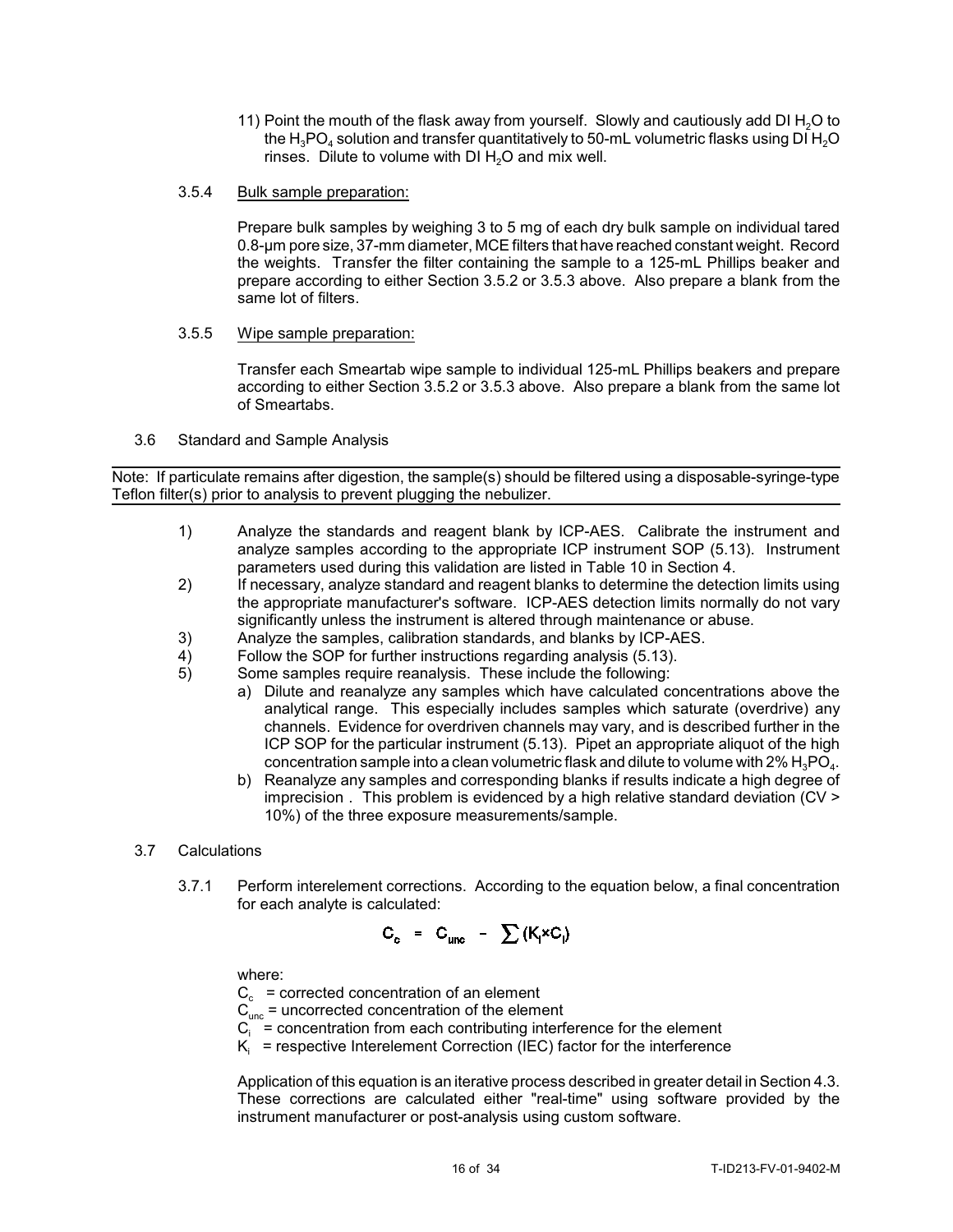11) Point the mouth of the flask away from yourself. Slowly and cautiously add DI $H_2O$ to the $H_3PO_4$ solution and transfer quantitatively to 50-mL volumetric flasks using DI $H_2O$ rinses. Dilute to volume with DI $H_2O$ and mix well.

3.5.4 Bulk sample preparation:

Prepare bulk samples by weighing 3 to 5 mg of each dry bulk sample on individual tared 0.8-µm pore size, 37-mm diameter, MCE filters that have reached constant weight. Record the weights. Transfer the filter containing the sample to a 125-mL Phillips beaker and prepare according to either Section 3.5.2 or 3.5.3 above. Also prepare a blank from the same lot of filters.

3.5.5 Wipe sample preparation:

Transfer each Smeartab wipe sample to individual 125-mL Phillips beakers and prepare according to either Section 3.5.2 or 3.5.3 above. Also prepare a blank from the same lot of Smeartabs.

3.6 Standard and Sample Analysis

Note: If particulate remains after digestion, the sample(s) should be filtered using a disposable-syringe-type Teflon filter(s) prior to analysis to prevent plugging the nebulizer.

1) Analyze the standards and reagent blank by ICP-AES. Calibrate the instrument and analyze samples according to the appropriate ICP instrument SOP (5.13). Instrument parameters used during this validation are listed in Table 10 in Section 4.
2) If necessary, analyze standard and reagent blanks to determine the detection limits using the appropriate manufacturer's software. ICP-AES detection limits normally do not vary significantly unless the instrument is altered through maintenance or abuse.
3) Analyze the samples, calibration standards, and blanks by ICP-AES.
4) Follow the SOP for further instructions regarding analysis (5.13).
5) Some samples require reanalysis. These include the following:
   a) Dilute and reanalyze any samples which have calculated concentrations above the analytical range. This especially includes samples which saturate (overdrive) any channels. Evidence for overdriven channels may vary, and is described further in the ICP SOP for the particular instrument (5.13). Pipet an appropriate aliquot of the high concentration sample into a clean volumetric flask and dilute to volume with 2% $H_3PO_4$.
   b) Reanalyze any samples and corresponding blanks if results indicate a high degree of imprecision . This problem is evidenced by a high relative standard deviation (CV > 10%) of the three exposure measurements/sample.

3.7 Calculations

3.7.1 Perform interelement corrections. According to the equation below, a final concentration for each analyte is calculated:

$$C_c = C_{unc} - \sum (K_i \times C_i)$$

where:

$C_c$ = corrected concentration of an element
$C_{unc}$ = uncorrected concentration of the element
$C_i$ = concentration from each contributing interference for the element
$K_i$ = respective Interelement Correction (IEC) factor for the interference

Application of this equation is an iterative process described in greater detail in Section 4.3. These corrections are calculated either "real-time" using software provided by the instrument manufacturer or post-analysis using custom software.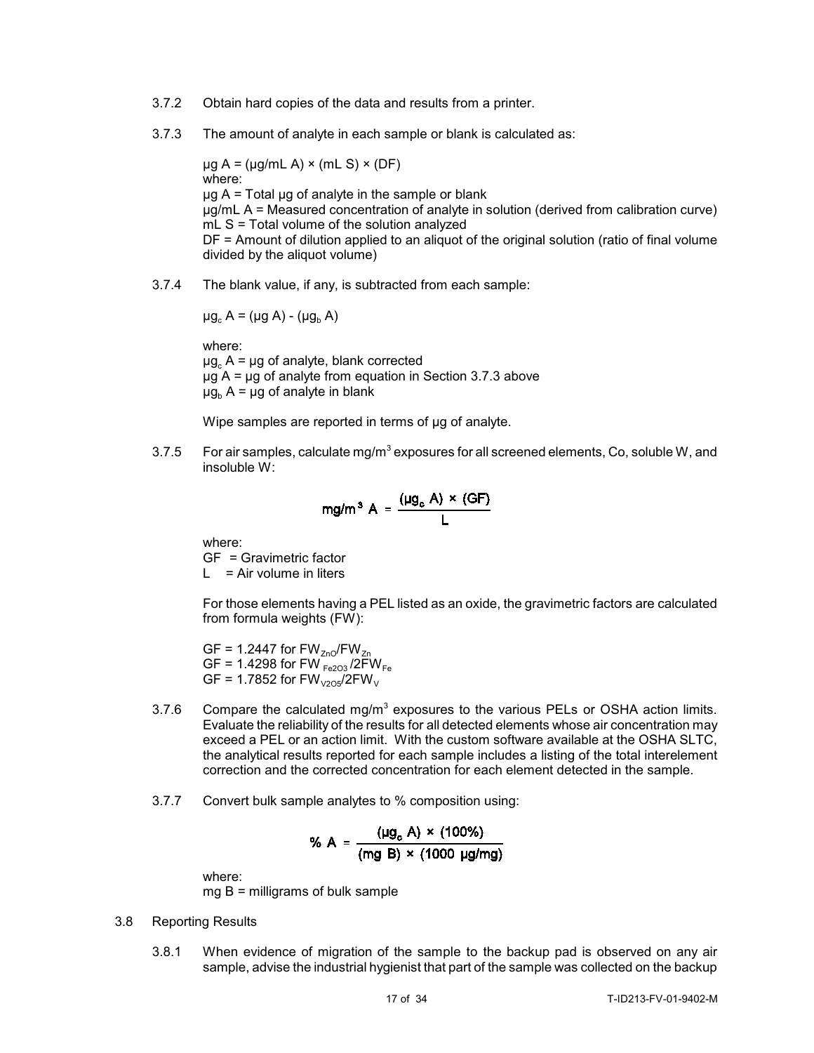3.7.2 Obtain hard copies of the data and results from a printer.

3.7.3 The amount of analyte in each sample or blank is calculated as:

μg A = (μg/mL A) × (mL S) × (DF)
where:
μg A = Total μg of analyte in the sample or blank
μg/mL A = Measured concentration of analyte in solution (derived from calibration curve)
mL S = Total volume of the solution analyzed
DF = Amount of dilution applied to an aliquot of the original solution (ratio of final volume divided by the aliquot volume)

3.7.4 The blank value, if any, is subtracted from each sample:

$\mu g_c$ A = (μg A) - ($\mu g_b$ A)

where:
$\mu g_c$ A = μg of analyte, blank corrected
μg A = μg of analyte from equation in Section 3.7.3 above
$\mu g_b$ A = μg of analyte in blank

Wipe samples are reported in terms of μg of analyte.

3.7.5 For air samples, calculate mg/m$^3$ exposures for all screened elements, Co, soluble W, and insoluble W:

$$\text{mg/m}^3\ \text{A} = \frac{(\mu g_c\ \text{A}) \times (\text{GF})}{\text{L}}$$

where:
GF = Gravimetric factor
L = Air volume in liters

For those elements having a PEL listed as an oxide, the gravimetric factors are calculated from formula weights (FW):

GF = 1.2447 for $FW_{ZnO}/FW_{Zn}$
GF = 1.4298 for $FW_{Fe2O3}/2FW_{Fe}$
GF = 1.7852 for $FW_{V2O5}/2FW_{V}$

3.7.6 Compare the calculated mg/m$^3$ exposures to the various PELs or OSHA action limits. Evaluate the reliability of the results for all detected elements whose air concentration may exceed a PEL or an action limit. With the custom software available at the OSHA SLTC, the analytical results reported for each sample includes a listing of the total interelement correction and the corrected concentration for each element detected in the sample.

3.7.7 Convert bulk sample analytes to % composition using:

$$\%\ \text{A} = \frac{(\mu g_c\ \text{A}) \times (100\%)}{(\text{mg B}) \times (1000\ \mu g/\text{mg})}$$

where:
mg B = milligrams of bulk sample

3.8 Reporting Results

3.8.1 When evidence of migration of the sample to the backup pad is observed on any air sample, advise the industrial hygienist that part of the sample was collected on the backup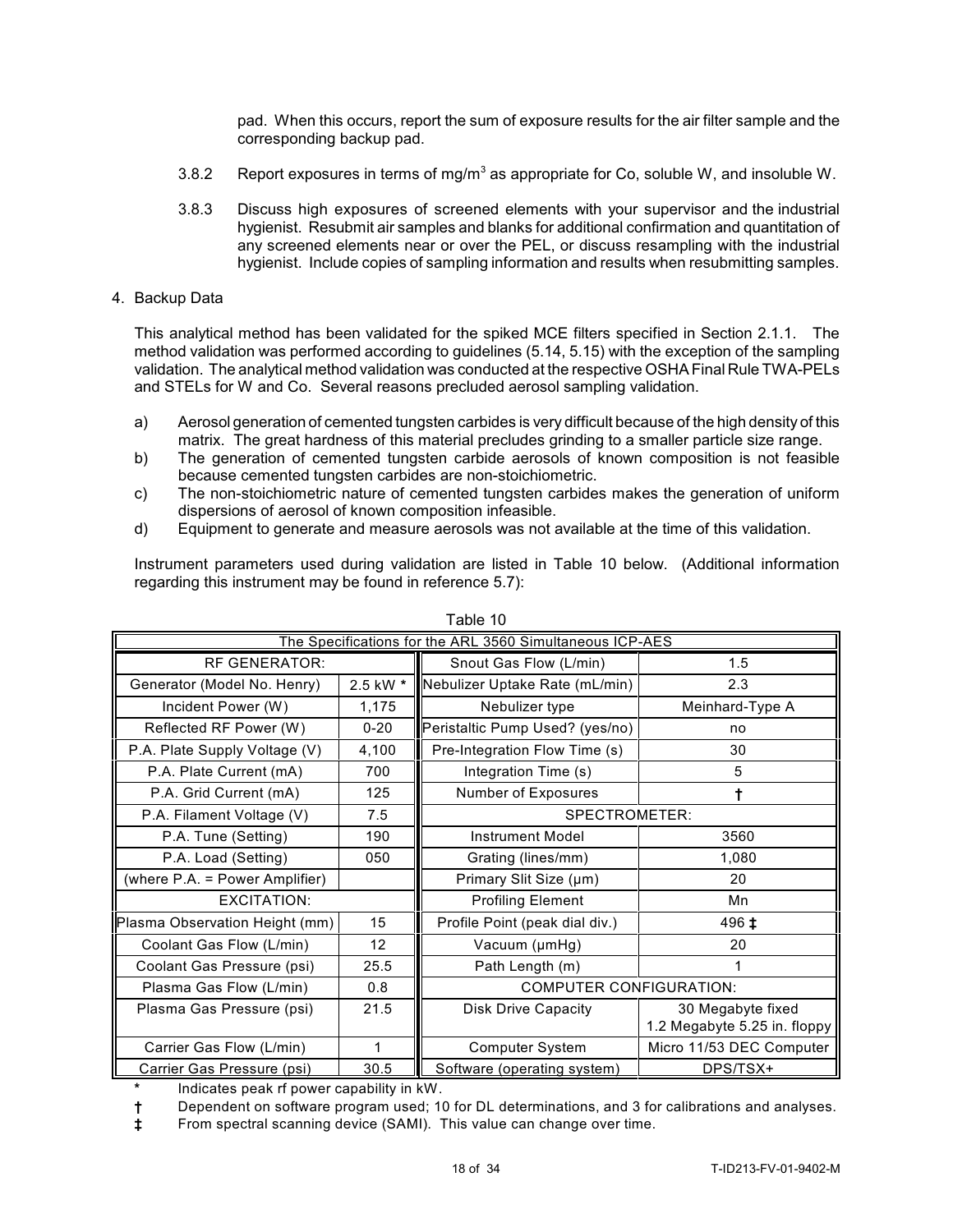pad. When this occurs, report the sum of exposure results for the air filter sample and the corresponding backup pad.

3.8.2 Report exposures in terms of $mg/m^3$ as appropriate for Co, soluble W, and insoluble W.

3.8.3 Discuss high exposures of screened elements with your supervisor and the industrial hygienist. Resubmit air samples and blanks for additional confirmation and quantitation of any screened elements near or over the PEL, or discuss resampling with the industrial hygienist. Include copies of sampling information and results when resubmitting samples.

## 4. Backup Data

This analytical method has been validated for the spiked MCE filters specified in Section 2.1.1. The method validation was performed according to guidelines (5.14, 5.15) with the exception of the sampling validation. The analytical method validation was conducted at the respective OSHA Final Rule TWA-PELs and STELs for W and Co. Several reasons precluded aerosol sampling validation.

a) Aerosol generation of cemented tungsten carbides is very difficult because of the high density of this matrix. The great hardness of this material precludes grinding to a smaller particle size range.
b) The generation of cemented tungsten carbide aerosols of known composition is not feasible because cemented tungsten carbides are non-stoichiometric.
c) The non-stoichiometric nature of cemented tungsten carbides makes the generation of uniform dispersions of aerosol of known composition infeasible.
d) Equipment to generate and measure aerosols was not available at the time of this validation.

Instrument parameters used during validation are listed in Table 10 below. (Additional information regarding this instrument may be found in reference 5.7):

Table 10

| The Specifications for the ARL 3560 Simultaneous ICP-AES | | | |
|---|---|---|---|
| RF GENERATOR: | | Snout Gas Flow (L/min) | 1.5 |
| Generator (Model No. Henry) | 2.5 kW * | Nebulizer Uptake Rate (mL/min) | 2.3 |
| Incident Power (W) | 1,175 | Nebulizer type | Meinhard-Type A |
| Reflected RF Power (W) | 0-20 | Peristaltic Pump Used? (yes/no) | no |
| P.A. Plate Supply Voltage (V) | 4,100 | Pre-Integration Flow Time (s) | 30 |
| P.A. Plate Current (mA) | 700 | Integration Time (s) | 5 |
| P.A. Grid Current (mA) | 125 | Number of Exposures | † |
| P.A. Filament Voltage (V) | 7.5 | SPECTROMETER: | |
| P.A. Tune (Setting) | 190 | Instrument Model | 3560 |
| P.A. Load (Setting) | 050 | Grating (lines/mm) | 1,080 |
| (where P.A. = Power Amplifier) | | Primary Slit Size (µm) | 20 |
| EXCITATION: | | Profiling Element | Mn |
| Plasma Observation Height (mm) | 15 | Profile Point (peak dial div.) | 496 ‡ |
| Coolant Gas Flow (L/min) | 12 | Vacuum (µmHg) | 20 |
| Coolant Gas Pressure (psi) | 25.5 | Path Length (m) | 1 |
| Plasma Gas Flow (L/min) | 0.8 | COMPUTER CONFIGURATION: | |
| Plasma Gas Pressure (psi) | 21.5 | Disk Drive Capacity | 30 Megabyte fixed 1.2 Megabyte 5.25 in. floppy |
| Carrier Gas Flow (L/min) | 1 | Computer System | Micro 11/53 DEC Computer |
| Carrier Gas Pressure (psi) | 30.5 | Software (operating system) | DPS/TSX+ |

\* Indicates peak rf power capability in kW.

† Dependent on software program used; 10 for DL determinations, and 3 for calibrations and analyses.

‡ From spectral scanning device (SAMI). This value can change over time.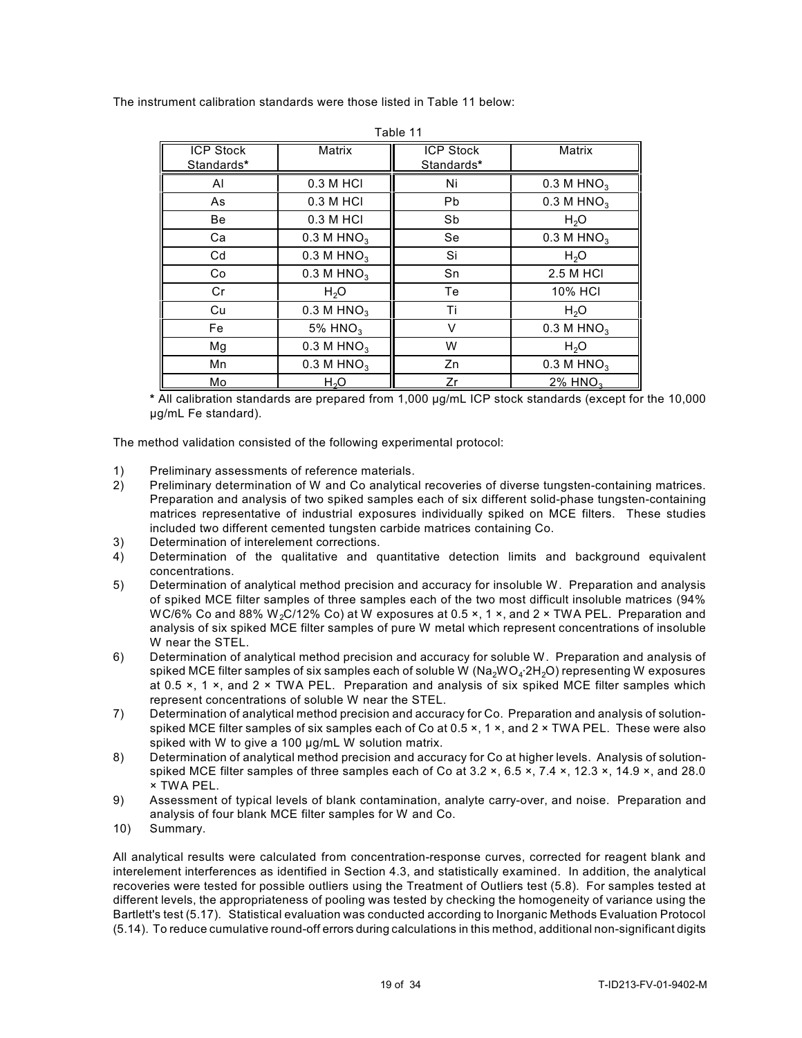The instrument calibration standards were those listed in Table 11 below:

Table 11

| ICP Stock Standards* | Matrix | ICP Stock Standards* | Matrix |
|---|---|---|---|
| Al | 0.3 M HCl | Ni | 0.3 M $HNO_3$ |
| As | 0.3 M HCl | Pb | 0.3 M $HNO_3$ |
| Be | 0.3 M HCl | Sb | $H_2O$ |
| Ca | 0.3 M $HNO_3$ | Se | 0.3 M $HNO_3$ |
| Cd | 0.3 M $HNO_3$ | Si | $H_2O$ |
| Co | 0.3 M $HNO_3$ | Sn | 2.5 M HCl |
| Cr | $H_2O$ | Te | 10% HCl |
| Cu | 0.3 M $HNO_3$ | Ti | $H_2O$ |
| Fe | 5% $HNO_3$ | V | 0.3 M $HNO_3$ |
| Mg | 0.3 M $HNO_3$ | W | $H_2O$ |
| Mn | 0.3 M $HNO_3$ | Zn | 0.3 M $HNO_3$ |
| Mo | $H_2O$ | Zr | 2% $HNO_3$ |

* All calibration standards are prepared from 1,000 µg/mL ICP stock standards (except for the 10,000 µg/mL Fe standard).

The method validation consisted of the following experimental protocol:

1) Preliminary assessments of reference materials.
2) Preliminary determination of W and Co analytical recoveries of diverse tungsten-containing matrices. Preparation and analysis of two spiked samples each of six different solid-phase tungsten-containing matrices representative of industrial exposures individually spiked on MCE filters. These studies included two different cemented tungsten carbide matrices containing Co.
3) Determination of interelement corrections.
4) Determination of the qualitative and quantitative detection limits and background equivalent concentrations.
5) Determination of analytical method precision and accuracy for insoluble W. Preparation and analysis of spiked MCE filter samples of three samples each of the two most difficult insoluble matrices (94% WC/6% Co and 88% $W_2C$/12% Co) at W exposures at 0.5 ×, 1 ×, and 2 × TWA PEL. Preparation and analysis of six spiked MCE filter samples of pure W metal which represent concentrations of insoluble W near the STEL.
6) Determination of analytical method precision and accuracy for soluble W. Preparation and analysis of spiked MCE filter samples of six samples each of soluble W ($Na_2WO_4 \cdot 2H_2O$) representing W exposures at 0.5 ×, 1 ×, and 2 × TWA PEL. Preparation and analysis of six spiked MCE filter samples which represent concentrations of soluble W near the STEL.
7) Determination of analytical method precision and accuracy for Co. Preparation and analysis of solution-spiked MCE filter samples of six samples each of Co at 0.5 ×, 1 ×, and 2 × TWA PEL. These were also spiked with W to give a 100 µg/mL W solution matrix.
8) Determination of analytical method precision and accuracy for Co at higher levels. Analysis of solution-spiked MCE filter samples of three samples each of Co at 3.2 ×, 6.5 ×, 7.4 ×, 12.3 ×, 14.9 ×, and 28.0 × TWA PEL.
9) Assessment of typical levels of blank contamination, analyte carry-over, and noise. Preparation and analysis of four blank MCE filter samples for W and Co.
10) Summary.

All analytical results were calculated from concentration-response curves, corrected for reagent blank and interelement interferences as identified in Section 4.3, and statistically examined. In addition, the analytical recoveries were tested for possible outliers using the Treatment of Outliers test (5.8). For samples tested at different levels, the appropriateness of pooling was tested by checking the homogeneity of variance using the Bartlett's test (5.17). Statistical evaluation was conducted according to Inorganic Methods Evaluation Protocol (5.14). To reduce cumulative round-off errors during calculations in this method, additional non-significant digits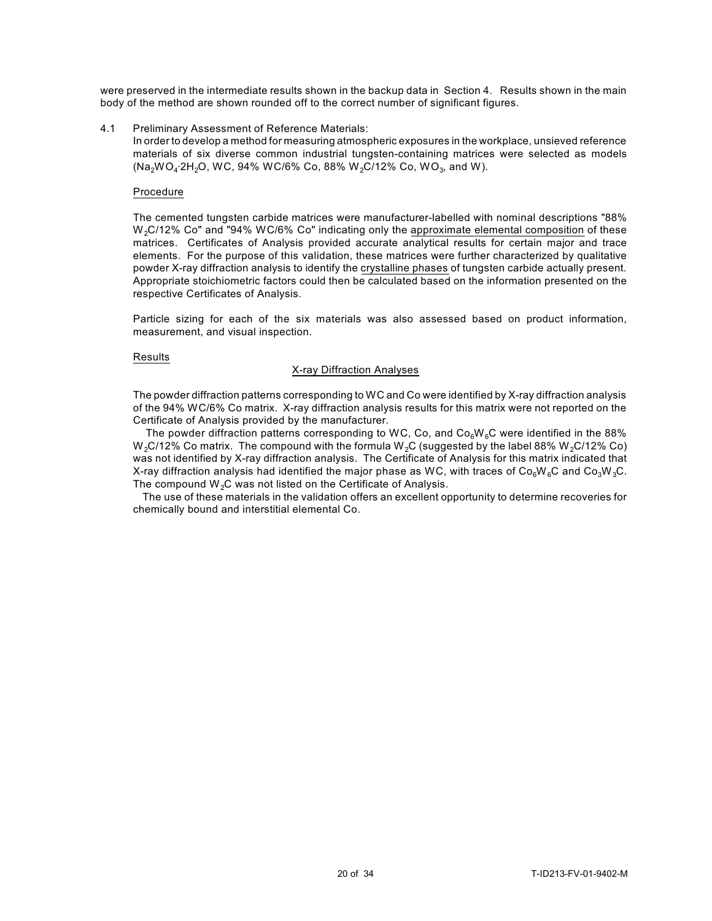were preserved in the intermediate results shown in the backup data in Section 4. Results shown in the main body of the method are shown rounded off to the correct number of significant figures.

4.1 Preliminary Assessment of Reference Materials:

In order to develop a method for measuring atmospheric exposures in the workplace, unsieved reference materials of six diverse common industrial tungsten-containing matrices were selected as models ($Na_2WO_4 \cdot 2H_2O$, WC, 94% WC/6% Co, 88% $W_2C$/12% Co, $WO_3$, and W).

Procedure

The cemented tungsten carbide matrices were manufacturer-labelled with nominal descriptions "88% $W_2C$/12% Co" and "94% WC/6% Co" indicating only the approximate elemental composition of these matrices. Certificates of Analysis provided accurate analytical results for certain major and trace elements. For the purpose of this validation, these matrices were further characterized by qualitative powder X-ray diffraction analysis to identify the crystalline phases of tungsten carbide actually present. Appropriate stoichiometric factors could then be calculated based on the information presented on the respective Certificates of Analysis.

Particle sizing for each of the six materials was also assessed based on product information, measurement, and visual inspection.

Results

X-ray Diffraction Analyses

The powder diffraction patterns corresponding to WC and Co were identified by X-ray diffraction analysis of the 94% WC/6% Co matrix. X-ray diffraction analysis results for this matrix were not reported on the Certificate of Analysis provided by the manufacturer.

The powder diffraction patterns corresponding to WC, Co, and $Co_6W_6C$ were identified in the 88% $W_2C$/12% Co matrix. The compound with the formula $W_2C$ (suggested by the label 88% $W_2C$/12% Co) was not identified by X-ray diffraction analysis. The Certificate of Analysis for this matrix indicated that X-ray diffraction analysis had identified the major phase as WC, with traces of $Co_6W_6C$ and $Co_3W_3C$. The compound $W_2C$ was not listed on the Certificate of Analysis.

The use of these materials in the validation offers an excellent opportunity to determine recoveries for chemically bound and interstitial elemental Co.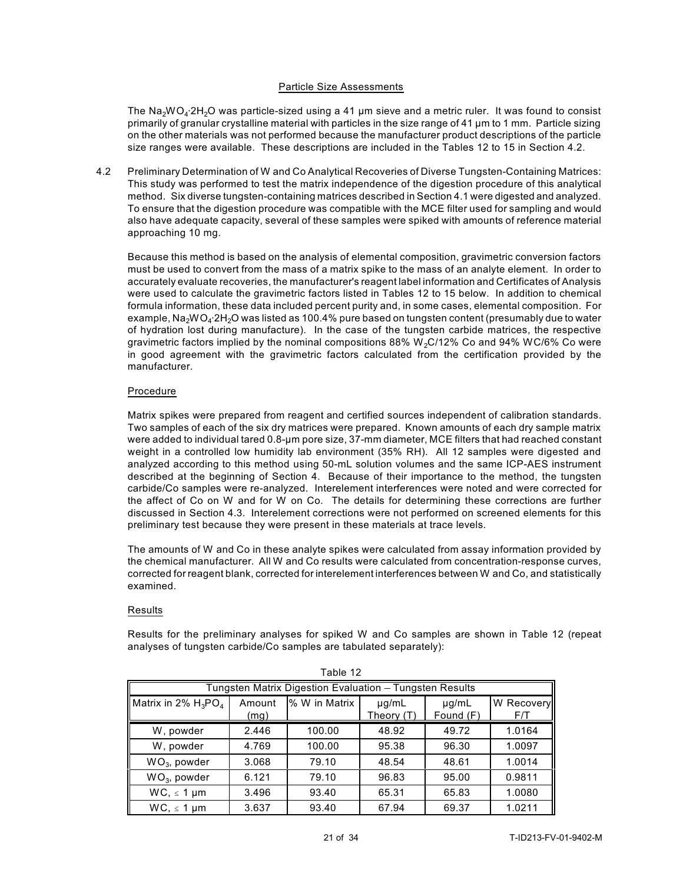Particle Size Assessments

The $Na_2WO_4{\cdot}2H_2O$ was particle-sized using a 41 µm sieve and a metric ruler. It was found to consist primarily of granular crystalline material with particles in the size range of 41 µm to 1 mm. Particle sizing on the other materials was not performed because the manufacturer product descriptions of the particle size ranges were available. These descriptions are included in the Tables 12 to 15 in Section 4.2.

4.2 Preliminary Determination of W and Co Analytical Recoveries of Diverse Tungsten-Containing Matrices: This study was performed to test the matrix independence of the digestion procedure of this analytical method. Six diverse tungsten-containing matrices described in Section 4.1 were digested and analyzed. To ensure that the digestion procedure was compatible with the MCE filter used for sampling and would also have adequate capacity, several of these samples were spiked with amounts of reference material approaching 10 mg.

Because this method is based on the analysis of elemental composition, gravimetric conversion factors must be used to convert from the mass of a matrix spike to the mass of an analyte element. In order to accurately evaluate recoveries, the manufacturer's reagent label information and Certificates of Analysis were used to calculate the gravimetric factors listed in Tables 12 to 15 below. In addition to chemical formula information, these data included percent purity and, in some cases, elemental composition. For example, $Na_2WO_4{\cdot}2H_2O$ was listed as 100.4% pure based on tungsten content (presumably due to water of hydration lost during manufacture). In the case of the tungsten carbide matrices, the respective gravimetric factors implied by the nominal compositions 88% $W_2C$/12% Co and 94% WC/6% Co were in good agreement with the gravimetric factors calculated from the certification provided by the manufacturer.

Procedure

Matrix spikes were prepared from reagent and certified sources independent of calibration standards. Two samples of each of the six dry matrices were prepared. Known amounts of each dry sample matrix were added to individual tared 0.8-µm pore size, 37-mm diameter, MCE filters that had reached constant weight in a controlled low humidity lab environment (35% RH). All 12 samples were digested and analyzed according to this method using 50-mL solution volumes and the same ICP-AES instrument described at the beginning of Section 4. Because of their importance to the method, the tungsten carbide/Co samples were re-analyzed. Interelement interferences were noted and were corrected for the affect of Co on W and for W on Co. The details for determining these corrections are further discussed in Section 4.3. Interelement corrections were not performed on screened elements for this preliminary test because they were present in these materials at trace levels.

The amounts of W and Co in these analyte spikes were calculated from assay information provided by the chemical manufacturer. All W and Co results were calculated from concentration-response curves, corrected for reagent blank, corrected for interelement interferences between W and Co, and statistically examined.

Results

Results for the preliminary analyses for spiked W and Co samples are shown in Table 12 (repeat analyses of tungsten carbide/Co samples are tabulated separately):

Table 12

| Tungsten Matrix Digestion Evaluation – Tungsten Results | | | | | |
|---|---|---|---|---|---|
| Matrix in 2% $H_3PO_4$ | Amount (mg) | % W in Matrix | µg/mL Theory (T) | µg/mL Found (F) | W Recovery F/T |
| W, powder | 2.446 | 100.00 | 48.92 | 49.72 | 1.0164 |
| W, powder | 4.769 | 100.00 | 95.38 | 96.30 | 1.0097 |
| $WO_3$, powder | 3.068 | 79.10 | 48.54 | 48.61 | 1.0014 |
| $WO_3$, powder | 6.121 | 79.10 | 96.83 | 95.00 | 0.9811 |
| WC, ≤ 1 µm | 3.496 | 93.40 | 65.31 | 65.83 | 1.0080 |
| WC, ≤ 1 µm | 3.637 | 93.40 | 67.94 | 69.37 | 1.0211 |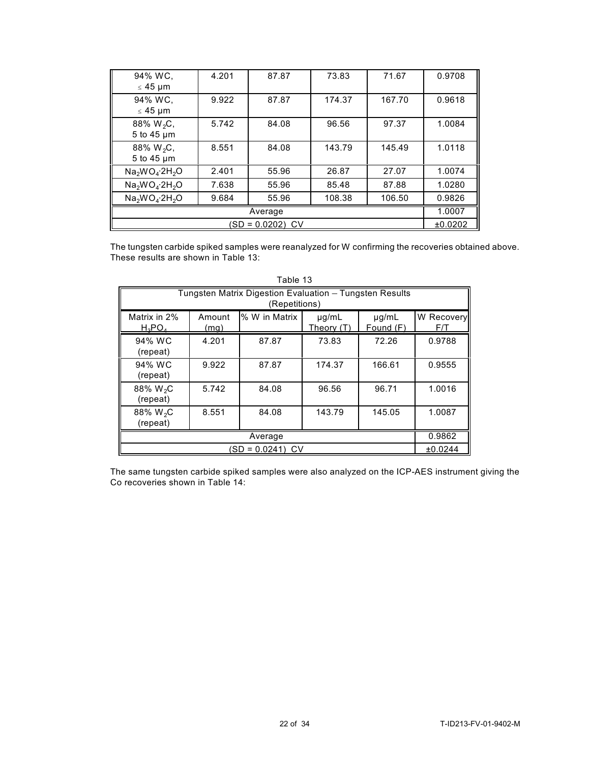| | | | | | |
|---|---|---|---|---|---|
| 94% WC, ≤ 45 µm | 4.201 | 87.87 | 73.83 | 71.67 | 0.9708 |
| 94% WC, ≤ 45 µm | 9.922 | 87.87 | 174.37 | 167.70 | 0.9618 |
| 88% $W_2C$, 5 to 45 µm | 5.742 | 84.08 | 96.56 | 97.37 | 1.0084 |
| 88% $W_2C$, 5 to 45 µm | 8.551 | 84.08 | 143.79 | 145.49 | 1.0118 |
| $Na_2WO_4{\cdot}2H_2O$ | 2.401 | 55.96 | 26.87 | 27.07 | 1.0074 |
| $Na_2WO_4{\cdot}2H_2O$ | 7.638 | 55.96 | 85.48 | 87.88 | 1.0280 |
| $Na_2WO_4{\cdot}2H_2O$ | 9.684 | 55.96 | 108.38 | 106.50 | 0.9826 |
| Average | | | | | 1.0007 |
| (SD = 0.0202) CV | | | | | ±0.0202 |

The tungsten carbide spiked samples were reanalyzed for W confirming the recoveries obtained above. These results are shown in Table 13:

Table 13

Tungsten Matrix Digestion Evaluation – Tungsten Results (Repetitions)

| Matrix in 2% $H_3PO_4$ | Amount (mg) | % W in Matrix | µg/mL Theory (T) | µg/mL Found (F) | W Recovery F/T |
|---|---|---|---|---|---|
| 94% WC (repeat) | 4.201 | 87.87 | 73.83 | 72.26 | 0.9788 |
| 94% WC (repeat) | 9.922 | 87.87 | 174.37 | 166.61 | 0.9555 |
| 88% $W_2C$ (repeat) | 5.742 | 84.08 | 96.56 | 96.71 | 1.0016 |
| 88% $W_2C$ (repeat) | 8.551 | 84.08 | 143.79 | 145.05 | 1.0087 |
| Average | | | | | 0.9862 |
| (SD = 0.0241) CV | | | | | ±0.0244 |

The same tungsten carbide spiked samples were also analyzed on the ICP-AES instrument giving the Co recoveries shown in Table 14: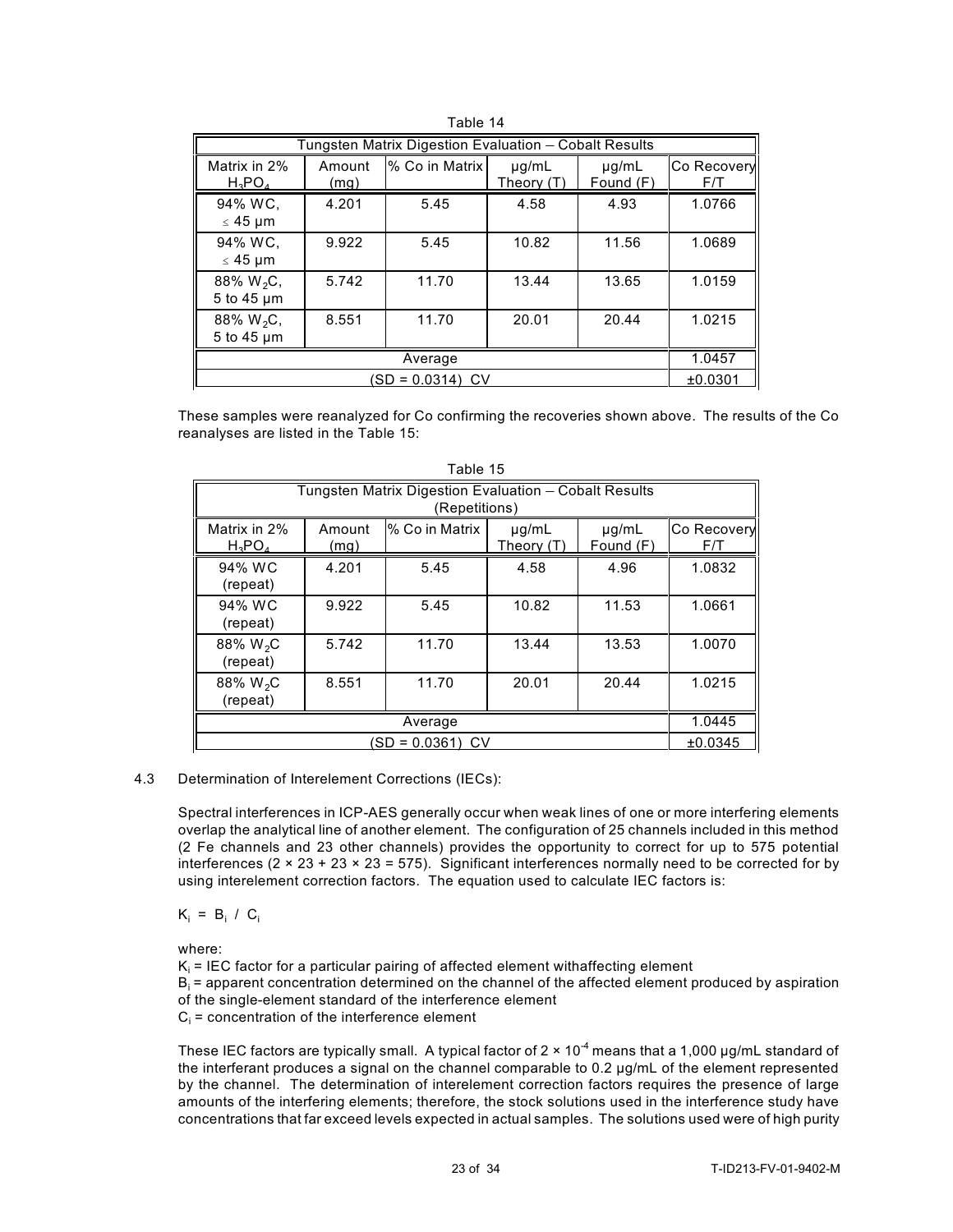Table 14

| Tungsten Matrix Digestion Evaluation – Cobalt Results | | | | | |
|---|---|---|---|---|---|
| Matrix in 2% $H_3PO_4$ | Amount (mg) | % Co in Matrix | µg/mL Theory (T) | µg/mL Found (F) | Co Recovery F/T |
| 94% WC, ≤ 45 µm | 4.201 | 5.45 | 4.58 | 4.93 | 1.0766 |
| 94% WC, ≤ 45 µm | 9.922 | 5.45 | 10.82 | 11.56 | 1.0689 |
| 88% $W_2C$, 5 to 45 µm | 5.742 | 11.70 | 13.44 | 13.65 | 1.0159 |
| 88% $W_2C$, 5 to 45 µm | 8.551 | 11.70 | 20.01 | 20.44 | 1.0215 |
| Average | | | | | 1.0457 |
| (SD = 0.0314) CV | | | | | ±0.0301 |

These samples were reanalyzed for Co confirming the recoveries shown above. The results of the Co reanalyses are listed in the Table 15:

Table 15

| Tungsten Matrix Digestion Evaluation – Cobalt Results (Repetitions) | | | | | |
|---|---|---|---|---|---|
| Matrix in 2% $H_3PO_4$ | Amount (mg) | % Co in Matrix | µg/mL Theory (T) | µg/mL Found (F) | Co Recovery F/T |
| 94% WC (repeat) | 4.201 | 5.45 | 4.58 | 4.96 | 1.0832 |
| 94% WC (repeat) | 9.922 | 5.45 | 10.82 | 11.53 | 1.0661 |
| 88% $W_2C$ (repeat) | 5.742 | 11.70 | 13.44 | 13.53 | 1.0070 |
| 88% $W_2C$ (repeat) | 8.551 | 11.70 | 20.01 | 20.44 | 1.0215 |
| Average | | | | | 1.0445 |
| (SD = 0.0361) CV | | | | | ±0.0345 |

4.3 Determination of Interelement Corrections (IECs):

Spectral interferences in ICP-AES generally occur when weak lines of one or more interfering elements overlap the analytical line of another element. The configuration of 25 channels included in this method (2 Fe channels and 23 other channels) provides the opportunity to correct for up to 575 potential interferences (2 × 23 + 23 × 23 = 575). Significant interferences normally need to be corrected for by using interelement correction factors. The equation used to calculate IEC factors is:

$$K_i = B_i \ / \ C_i$$

where:
$K_i$ = IEC factor for a particular pairing of affected element withaffecting element
$B_i$ = apparent concentration determined on the channel of the affected element produced by aspiration of the single-element standard of the interference element
$C_i$ = concentration of the interference element

These IEC factors are typically small. A typical factor of $2 \times 10^{-4}$ means that a 1,000 µg/mL standard of the interferant produces a signal on the channel comparable to 0.2 µg/mL of the element represented by the channel. The determination of interelement correction factors requires the presence of large amounts of the interfering elements; therefore, the stock solutions used in the interference study have concentrations that far exceed levels expected in actual samples. The solutions used were of high purity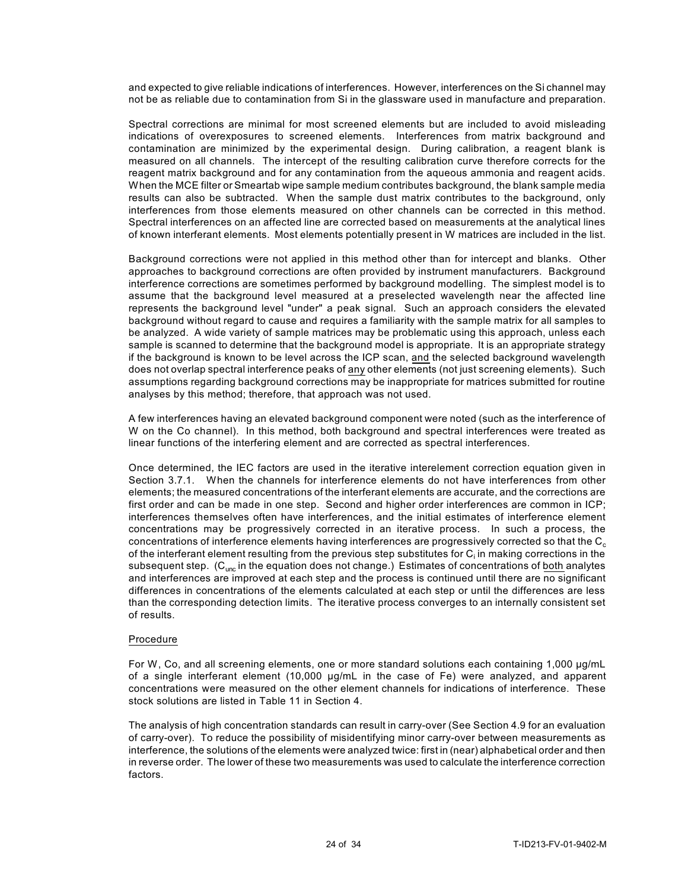and expected to give reliable indications of interferences. However, interferences on the Si channel may not be as reliable due to contamination from Si in the glassware used in manufacture and preparation.

Spectral corrections are minimal for most screened elements but are included to avoid misleading indications of overexposures to screened elements. Interferences from matrix background and contamination are minimized by the experimental design. During calibration, a reagent blank is measured on all channels. The intercept of the resulting calibration curve therefore corrects for the reagent matrix background and for any contamination from the aqueous ammonia and reagent acids. When the MCE filter or Smeartab wipe sample medium contributes background, the blank sample media results can also be subtracted. When the sample dust matrix contributes to the background, only interferences from those elements measured on other channels can be corrected in this method. Spectral interferences on an affected line are corrected based on measurements at the analytical lines of known interferant elements. Most elements potentially present in W matrices are included in the list.

Background corrections were not applied in this method other than for intercept and blanks. Other approaches to background corrections are often provided by instrument manufacturers. Background interference corrections are sometimes performed by background modelling. The simplest model is to assume that the background level measured at a preselected wavelength near the affected line represents the background level "under" a peak signal. Such an approach considers the elevated background without regard to cause and requires a familiarity with the sample matrix for all samples to be analyzed. A wide variety of sample matrices may be problematic using this approach, unless each sample is scanned to determine that the background model is appropriate. It is an appropriate strategy if the background is known to be level across the ICP scan, and the selected background wavelength does not overlap spectral interference peaks of any other elements (not just screening elements). Such assumptions regarding background corrections may be inappropriate for matrices submitted for routine analyses by this method; therefore, that approach was not used.

A few interferences having an elevated background component were noted (such as the interference of W on the Co channel). In this method, both background and spectral interferences were treated as linear functions of the interfering element and are corrected as spectral interferences.

Once determined, the IEC factors are used in the iterative interelement correction equation given in Section 3.7.1. When the channels for interference elements do not have interferences from other elements; the measured concentrations of the interferant elements are accurate, and the corrections are first order and can be made in one step. Second and higher order interferences are common in ICP; interferences themselves often have interferences, and the initial estimates of interference element concentrations may be progressively corrected in an iterative process. In such a process, the concentrations of interference elements having interferences are progressively corrected so that the $C_c$ of the interferant element resulting from the previous step substitutes for $C_i$ in making corrections in the subsequent step. ($C_{unc}$ in the equation does not change.) Estimates of concentrations of both analytes and interferences are improved at each step and the process is continued until there are no significant differences in concentrations of the elements calculated at each step or until the differences are less than the corresponding detection limits. The iterative process converges to an internally consistent set of results.

Procedure

For W, Co, and all screening elements, one or more standard solutions each containing 1,000 µg/mL of a single interferant element (10,000 µg/mL in the case of Fe) were analyzed, and apparent concentrations were measured on the other element channels for indications of interference. These stock solutions are listed in Table 11 in Section 4.

The analysis of high concentration standards can result in carry-over (See Section 4.9 for an evaluation of carry-over). To reduce the possibility of misidentifying minor carry-over between measurements as interference, the solutions of the elements were analyzed twice: first in (near) alphabetical order and then in reverse order. The lower of these two measurements was used to calculate the interference correction factors.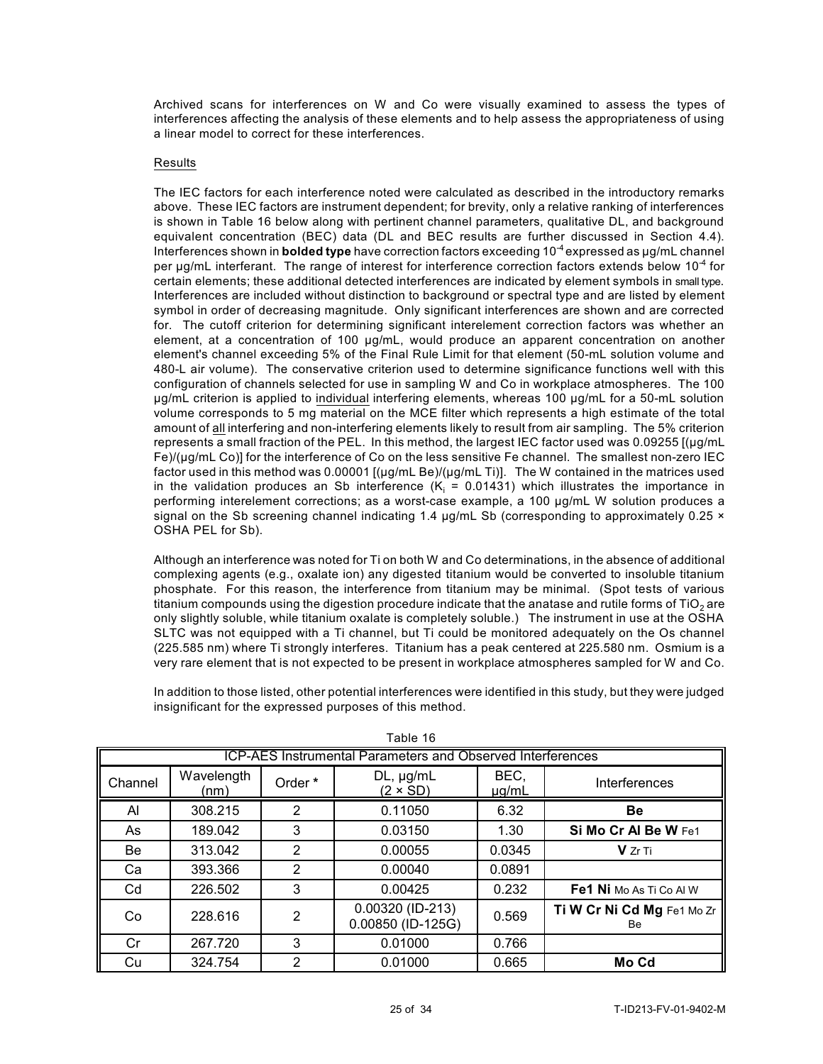Archived scans for interferences on W and Co were visually examined to assess the types of interferences affecting the analysis of these elements and to help assess the appropriateness of using a linear model to correct for these interferences.

Results

The IEC factors for each interference noted were calculated as described in the introductory remarks above. These IEC factors are instrument dependent; for brevity, only a relative ranking of interferences is shown in Table 16 below along with pertinent channel parameters, qualitative DL, and background equivalent concentration (BEC) data (DL and BEC results are further discussed in Section 4.4). Interferences shown in **bolded type** have correction factors exceeding $10^{-4}$ expressed as µg/mL channel per µg/mL interferant. The range of interest for interference correction factors extends below $10^{-4}$ for certain elements; these additional detected interferences are indicated by element symbols in small type. Interferences are included without distinction to background or spectral type and are listed by element symbol in order of decreasing magnitude. Only significant interferences are shown and are corrected for. The cutoff criterion for determining significant interelement correction factors was whether an element, at a concentration of 100 µg/mL, would produce an apparent concentration on another element's channel exceeding 5% of the Final Rule Limit for that element (50-mL solution volume and 480-L air volume). The conservative criterion used to determine significance functions well with this configuration of channels selected for use in sampling W and Co in workplace atmospheres. The 100 µg/mL criterion is applied to individual interfering elements, whereas 100 µg/mL for a 50-mL solution volume corresponds to 5 mg material on the MCE filter which represents a high estimate of the total amount of all interfering and non-interfering elements likely to result from air sampling. The 5% criterion represents a small fraction of the PEL. In this method, the largest IEC factor used was 0.09255 [(µg/mL Fe)/(µg/mL Co)] for the interference of Co on the less sensitive Fe channel. The smallest non-zero IEC factor used in this method was 0.00001 [(µg/mL Be)/(µg/mL Ti)]. The W contained in the matrices used in the validation produces an Sb interference ($K_i$ = 0.01431) which illustrates the importance in performing interelement corrections; as a worst-case example, a 100 µg/mL W solution produces a signal on the Sb screening channel indicating 1.4 µg/mL Sb (corresponding to approximately 0.25 × OSHA PEL for Sb).

Although an interference was noted for Ti on both W and Co determinations, in the absence of additional complexing agents (e.g., oxalate ion) any digested titanium would be converted to insoluble titanium phosphate. For this reason, the interference from titanium may be minimal. (Spot tests of various titanium compounds using the digestion procedure indicate that the anatase and rutile forms of $TiO_2$ are only slightly soluble, while titanium oxalate is completely soluble.) The instrument in use at the OSHA SLTC was not equipped with a Ti channel, but Ti could be monitored adequately on the Os channel (225.585 nm) where Ti strongly interferes. Titanium has a peak centered at 225.580 nm. Osmium is a very rare element that is not expected to be present in workplace atmospheres sampled for W and Co.

In addition to those listed, other potential interferences were identified in this study, but they were judged insignificant for the expressed purposes of this method.

Table 16

ICP-AES Instrumental Parameters and Observed Interferences

| Channel | Wavelength (nm) | Order * | DL, µg/mL (2 × SD) | BEC, µg/mL | Interferences |
|---|---|---|---|---|---|
| Al | 308.215 | 2 | 0.11050 | 6.32 | **Be** |
| As | 189.042 | 3 | 0.03150 | 1.30 | **Si Mo Cr Al Be W** Fe1 |
| Be | 313.042 | 2 | 0.00055 | 0.0345 | **V** Zr Ti |
| Ca | 393.366 | 2 | 0.00040 | 0.0891 | |
| Cd | 226.502 | 3 | 0.00425 | 0.232 | **Fe1 Ni** Mo As Ti Co Al W |
| Co | 228.616 | 2 | 0.00320 (ID-213) 0.00850 (ID-125G) | 0.569 | **Ti W Cr Ni Cd Mg** Fe1 Mo Zr Be |
| Cr | 267.720 | 3 | 0.01000 | 0.766 | |
| Cu | 324.754 | 2 | 0.01000 | 0.665 | **Mo Cd** |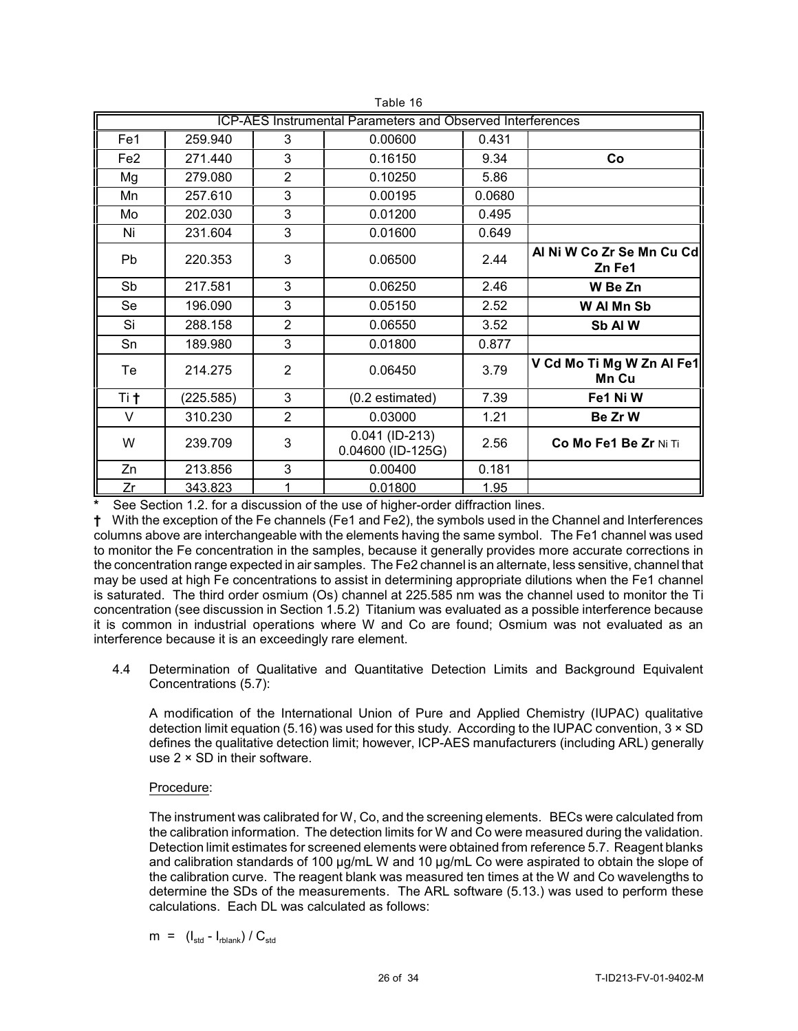Table 16

| ICP-AES Instrumental Parameters and Observed Interferences | | | | | |
|---|---|---|---|---|---|
| Fe1 | 259.940 | 3 | 0.00600 | 0.431 | |
| Fe2 | 271.440 | 3 | 0.16150 | 9.34 | **Co** |
| Mg | 279.080 | 2 | 0.10250 | 5.86 | |
| Mn | 257.610 | 3 | 0.00195 | 0.0680 | |
| Mo | 202.030 | 3 | 0.01200 | 0.495 | |
| Ni | 231.604 | 3 | 0.01600 | 0.649 | |
| Pb | 220.353 | 3 | 0.06500 | 2.44 | **Al Ni W Co Zr Se Mn Cu Cd Zn Fe1** |
| Sb | 217.581 | 3 | 0.06250 | 2.46 | **W Be Zn** |
| Se | 196.090 | 3 | 0.05150 | 2.52 | **W Al Mn Sb** |
| Si | 288.158 | 2 | 0.06550 | 3.52 | **Sb Al W** |
| Sn | 189.980 | 3 | 0.01800 | 0.877 | |
| Te | 214.275 | 2 | 0.06450 | 3.79 | **V Cd Mo Ti Mg W Zn Al Fe1 Mn Cu** |
| Ti † | (225.585) | 3 | (0.2 estimated) | 7.39 | **Fe1 Ni W** |
| V | 310.230 | 2 | 0.03000 | 1.21 | **Be Zr W** |
| W | 239.709 | 3 | 0.041 (ID-213) 0.04600 (ID-125G) | 2.56 | **Co Mo Fe1 Be Zr** Ni Ti |
| Zn | 213.856 | 3 | 0.00400 | 0.181 | |
| Zr | 343.823 | 1 | 0.01800 | 1.95 | |

**\*** See Section 1.2. for a discussion of the use of higher-order diffraction lines.

**†** With the exception of the Fe channels (Fe1 and Fe2), the symbols used in the Channel and Interferences columns above are interchangeable with the elements having the same symbol. The Fe1 channel was used to monitor the Fe concentration in the samples, because it generally provides more accurate corrections in the concentration range expected in air samples. The Fe2 channel is an alternate, less sensitive, channel that may be used at high Fe concentrations to assist in determining appropriate dilutions when the Fe1 channel is saturated. The third order osmium (Os) channel at 225.585 nm was the channel used to monitor the Ti concentration (see discussion in Section 1.5.2) Titanium was evaluated as a possible interference because it is common in industrial operations where W and Co are found; Osmium was not evaluated as an interference because it is an exceedingly rare element.

4.4 Determination of Qualitative and Quantitative Detection Limits and Background Equivalent Concentrations (5.7):

A modification of the International Union of Pure and Applied Chemistry (IUPAC) qualitative detection limit equation (5.16) was used for this study. According to the IUPAC convention, 3 × SD defines the qualitative detection limit; however, ICP-AES manufacturers (including ARL) generally use 2 × SD in their software.

Procedure:

The instrument was calibrated for W, Co, and the screening elements. BECs were calculated from the calibration information. The detection limits for W and Co were measured during the validation. Detection limit estimates for screened elements were obtained from reference 5.7. Reagent blanks and calibration standards of 100 µg/mL W and 10 µg/mL Co were aspirated to obtain the slope of the calibration curve. The reagent blank was measured ten times at the W and Co wavelengths to determine the SDs of the measurements. The ARL software (5.13.) was used to perform these calculations. Each DL was calculated as follows:

$$m = (I_{std} - I_{rblank}) / C_{std}$$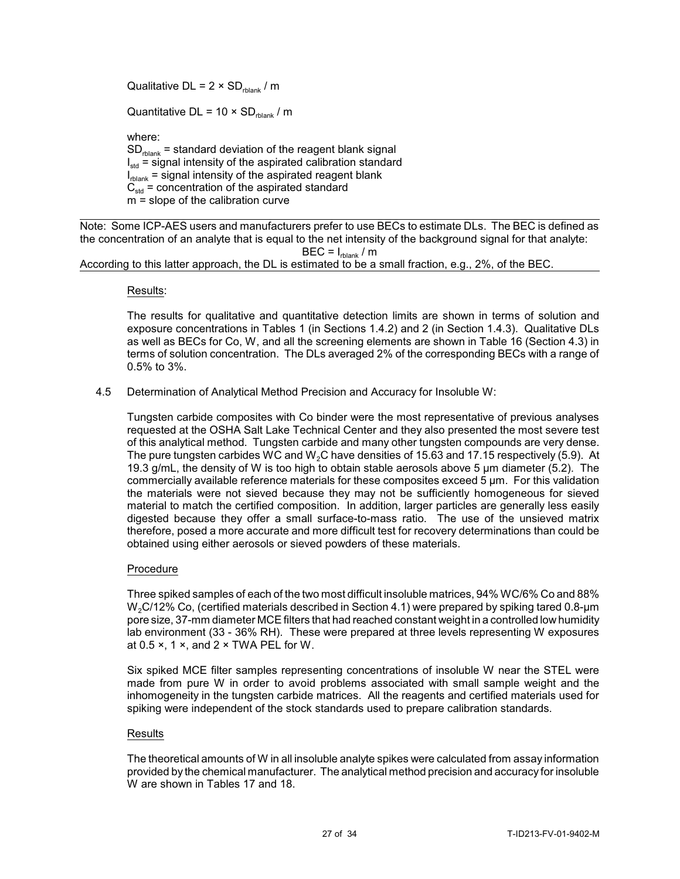Qualitative DL = $2 \times SD_{rblank} / m$

Quantitative DL = $10 \times SD_{rblank} / m$

where:
$SD_{rblank}$ = standard deviation of the reagent blank signal
$I_{std}$ = signal intensity of the aspirated calibration standard
$I_{rblank}$ = signal intensity of the aspirated reagent blank
$C_{std}$ = concentration of the aspirated standard
m = slope of the calibration curve

---

Note: Some ICP-AES users and manufacturers prefer to use BECs to estimate DLs. The BEC is defined as the concentration of an analyte that is equal to the net intensity of the background signal for that analyte:

$$BEC = I_{rblank} / m$$

According to this latter approach, the DL is estimated to be a small fraction, e.g., 2%, of the BEC.

---

Results:

The results for qualitative and quantitative detection limits are shown in terms of solution and exposure concentrations in Tables 1 (in Sections 1.4.2) and 2 (in Section 1.4.3). Qualitative DLs as well as BECs for Co, W, and all the screening elements are shown in Table 16 (Section 4.3) in terms of solution concentration. The DLs averaged 2% of the corresponding BECs with a range of 0.5% to 3%.

4.5 Determination of Analytical Method Precision and Accuracy for Insoluble W:

Tungsten carbide composites with Co binder were the most representative of previous analyses requested at the OSHA Salt Lake Technical Center and they also presented the most severe test of this analytical method. Tungsten carbide and many other tungsten compounds are very dense. The pure tungsten carbides WC and $W_2C$ have densities of 15.63 and 17.15 respectively (5.9). At 19.3 g/mL, the density of W is too high to obtain stable aerosols above 5 µm diameter (5.2). The commercially available reference materials for these composites exceed 5 µm. For this validation the materials were not sieved because they may not be sufficiently homogeneous for sieved material to match the certified composition. In addition, larger particles are generally less easily digested because they offer a small surface-to-mass ratio. The use of the unsieved matrix therefore, posed a more accurate and more difficult test for recovery determinations than could be obtained using either aerosols or sieved powders of these materials.

Procedure

Three spiked samples of each of the two most difficult insoluble matrices, 94% WC/6% Co and 88% $W_2C$/12% Co, (certified materials described in Section 4.1) were prepared by spiking tared 0.8-µm pore size, 37-mm diameter MCE filters that had reached constant weight in a controlled low humidity lab environment (33 - 36% RH). These were prepared at three levels representing W exposures at 0.5 ×, 1 ×, and 2 × TWA PEL for W.

Six spiked MCE filter samples representing concentrations of insoluble W near the STEL were made from pure W in order to avoid problems associated with small sample weight and the inhomogeneity in the tungsten carbide matrices. All the reagents and certified materials used for spiking were independent of the stock standards used to prepare calibration standards.

Results

The theoretical amounts of W in all insoluble analyte spikes were calculated from assay information provided by the chemical manufacturer. The analytical method precision and accuracy for insoluble W are shown in Tables 17 and 18.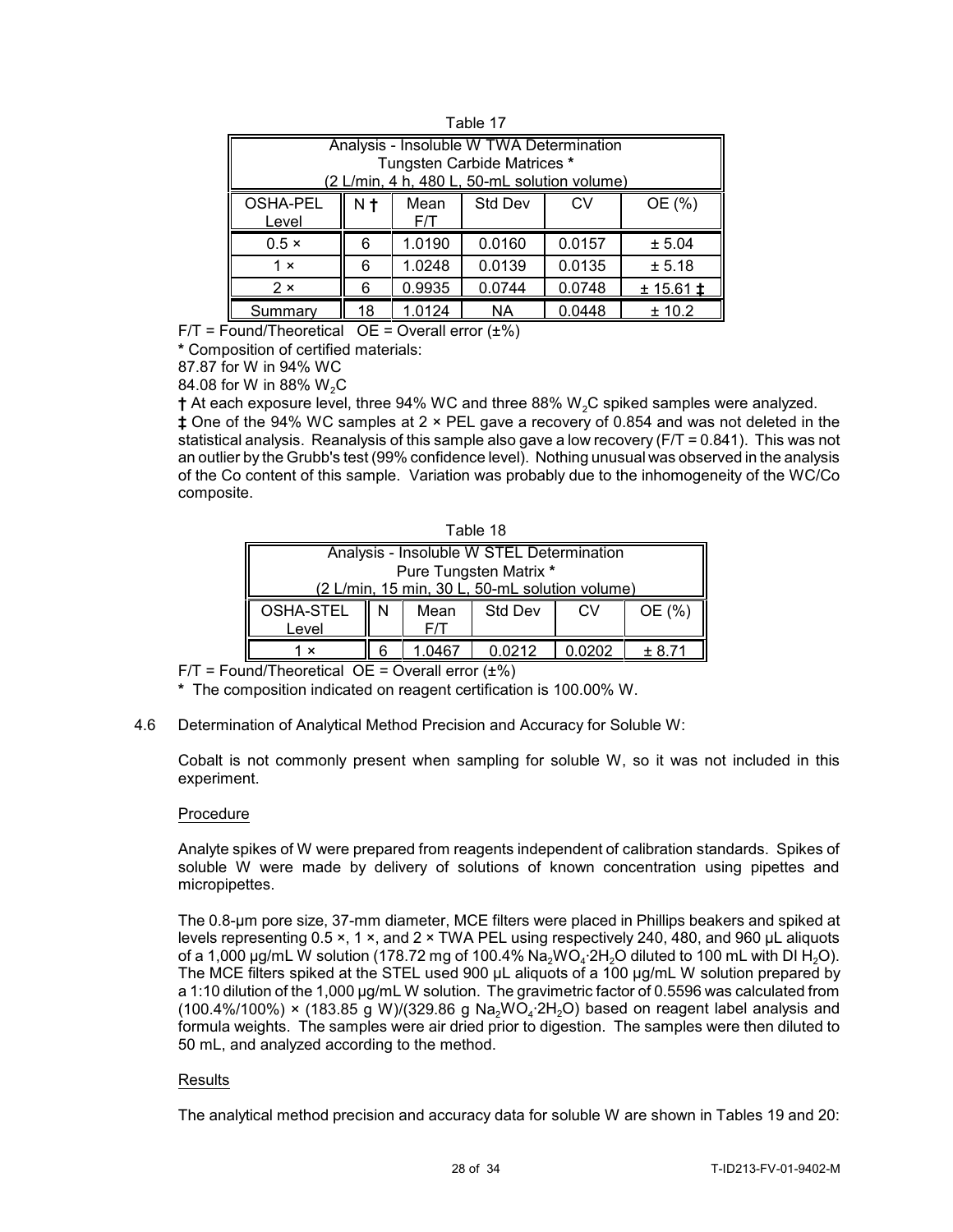Table 17

| Analysis - Insoluble W TWA Determination<br>Tungsten Carbide Matrices *<br>(2 L/min, 4 h, 480 L, 50-mL solution volume) | | | | | |
|---|---|---|---|---|---|
| OSHA-PEL Level | N † | Mean F/T | Std Dev | CV | OE (%) |
| 0.5 × | 6 | 1.0190 | 0.0160 | 0.0157 | ± 5.04 |
| 1 × | 6 | 1.0248 | 0.0139 | 0.0135 | ± 5.18 |
| 2 × | 6 | 0.9935 | 0.0744 | 0.0748 | ± 15.61 ‡ |
| Summary | 18 | 1.0124 | NA | 0.0448 | ± 10.2 |

F/T = Found/Theoretical  OE = Overall error (±%)

* Composition of certified materials:
87.87 for W in 94% WC
84.08 for W in 88% $W_2C$

† At each exposure level, three 94% WC and three 88% $W_2C$ spiked samples were analyzed.
‡ One of the 94% WC samples at 2 × PEL gave a recovery of 0.854 and was not deleted in the statistical analysis. Reanalysis of this sample also gave a low recovery (F/T = 0.841). This was not an outlier by the Grubb's test (99% confidence level). Nothing unusual was observed in the analysis of the Co content of this sample. Variation was probably due to the inhomogeneity of the WC/Co composite.

Table 18

| Analysis - Insoluble W STEL Determination<br>Pure Tungsten Matrix *<br>(2 L/min, 15 min, 30 L, 50-mL solution volume) | | | | | |
|---|---|---|---|---|---|
| OSHA-STEL Level | N | Mean F/T | Std Dev | CV | OE (%) |
| 1 × | 6 | 1.0467 | 0.0212 | 0.0202 | ± 8.71 |

F/T = Found/Theoretical  OE = Overall error (±%)

* The composition indicated on reagent certification is 100.00% W.

4.6 Determination of Analytical Method Precision and Accuracy for Soluble W:

Cobalt is not commonly present when sampling for soluble W, so it was not included in this experiment.

Procedure

Analyte spikes of W were prepared from reagents independent of calibration standards. Spikes of soluble W were made by delivery of solutions of known concentration using pipettes and micropipettes.

The 0.8-µm pore size, 37-mm diameter, MCE filters were placed in Phillips beakers and spiked at levels representing 0.5 ×, 1 ×, and 2 × TWA PEL using respectively 240, 480, and 960 µL aliquots of a 1,000 µg/mL W solution (178.72 mg of 100.4% $Na_2WO_4 \cdot 2H_2O$ diluted to 100 mL with DI $H_2O$). The MCE filters spiked at the STEL used 900 µL aliquots of a 100 µg/mL W solution prepared by a 1:10 dilution of the 1,000 µg/mL W solution. The gravimetric factor of 0.5596 was calculated from (100.4%/100%) × (183.85 g W)/(329.86 g $Na_2WO_4 \cdot 2H_2O$) based on reagent label analysis and formula weights. The samples were air dried prior to digestion. The samples were then diluted to 50 mL, and analyzed according to the method.

Results

The analytical method precision and accuracy data for soluble W are shown in Tables 19 and 20: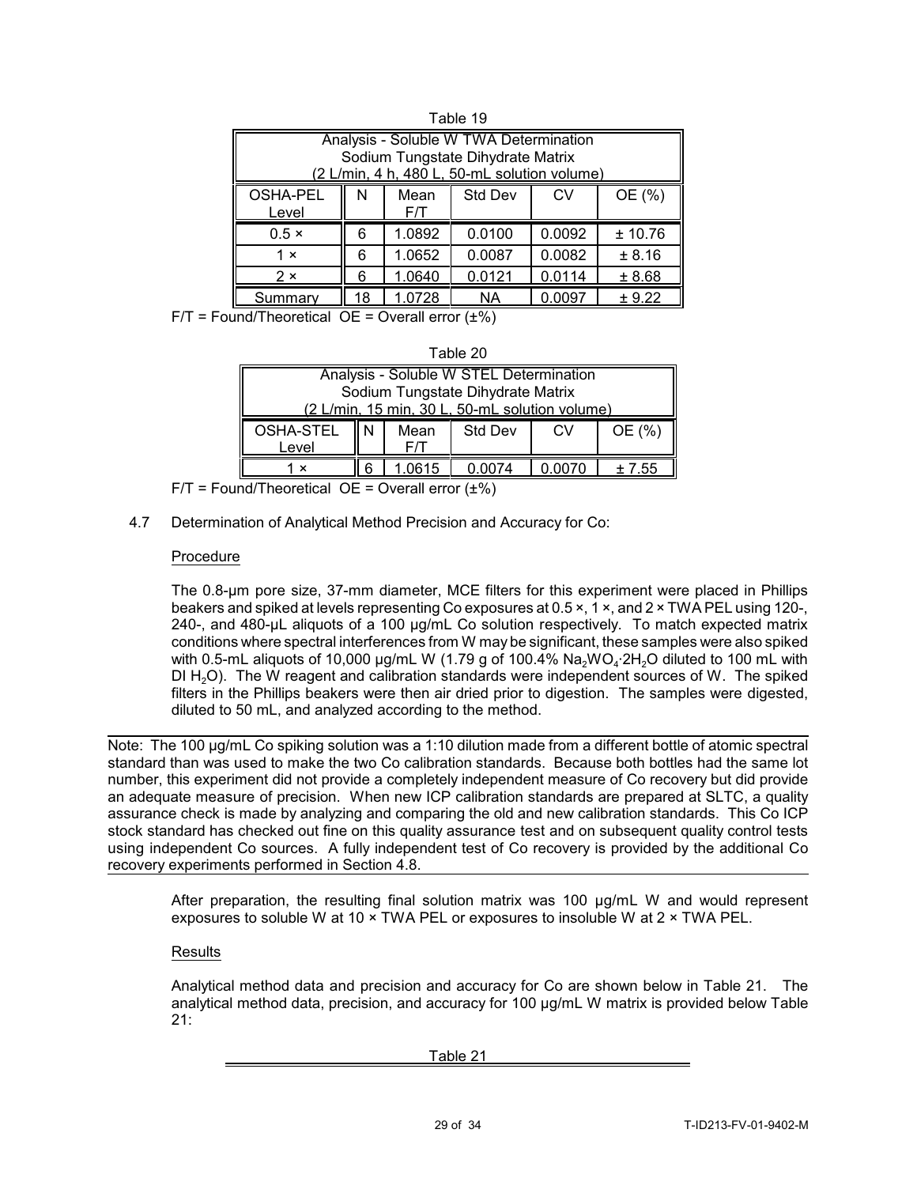Table 19

| Analysis - Soluble W TWA Determination<br>Sodium Tungstate Dihydrate Matrix<br>(2 L/min, 4 h, 480 L, 50-mL solution volume) | | | | | |
|---|---|---|---|---|---|
| OSHA-PEL Level | N | Mean F/T | Std Dev | CV | OE (%) |
| 0.5 × | 6 | 1.0892 | 0.0100 | 0.0092 | ± 10.76 |
| 1 × | 6 | 1.0652 | 0.0087 | 0.0082 | ± 8.16 |
| 2 × | 6 | 1.0640 | 0.0121 | 0.0114 | ± 8.68 |
| Summary | 18 | 1.0728 | NA | 0.0097 | ± 9.22 |

F/T = Found/Theoretical OE = Overall error (±%)

Table 20

| Analysis - Soluble W STEL Determination<br>Sodium Tungstate Dihydrate Matrix<br>(2 L/min, 15 min, 30 L, 50-mL solution volume) | | | | | |
|---|---|---|---|---|---|
| OSHA-STEL Level | N | Mean F/T | Std Dev | CV | OE (%) |
| 1 × | 6 | 1.0615 | 0.0074 | 0.0070 | ± 7.55 |

F/T = Found/Theoretical OE = Overall error (±%)

4.7 Determination of Analytical Method Precision and Accuracy for Co:

Procedure

The 0.8-µm pore size, 37-mm diameter, MCE filters for this experiment were placed in Phillips beakers and spiked at levels representing Co exposures at 0.5 ×, 1 ×, and 2 × TWA PEL using 120-, 240-, and 480-µL aliquots of a 100 µg/mL Co solution respectively. To match expected matrix conditions where spectral interferences from W may be significant, these samples were also spiked with 0.5-mL aliquots of 10,000 µg/mL W (1.79 g of 100.4% $Na_2WO_4{\cdot}2H_2O$ diluted to 100 mL with DI $H_2O$). The W reagent and calibration standards were independent sources of W. The spiked filters in the Phillips beakers were then air dried prior to digestion. The samples were digested, diluted to 50 mL, and analyzed according to the method.

Note: The 100 µg/mL Co spiking solution was a 1:10 dilution made from a different bottle of atomic spectral standard than was used to make the two Co calibration standards. Because both bottles had the same lot number, this experiment did not provide a completely independent measure of Co recovery but did provide an adequate measure of precision. When new ICP calibration standards are prepared at SLTC, a quality assurance check is made by analyzing and comparing the old and new calibration standards. This Co ICP stock standard has checked out fine on this quality assurance test and on subsequent quality control tests using independent Co sources. A fully independent test of Co recovery is provided by the additional Co recovery experiments performed in Section 4.8.

After preparation, the resulting final solution matrix was 100 µg/mL W and would represent exposures to soluble W at 10 × TWA PEL or exposures to insoluble W at 2 × TWA PEL.

Results

Analytical method data and precision and accuracy for Co are shown below in Table 21. The analytical method data, precision, and accuracy for 100 µg/mL W matrix is provided below Table 21:

Table 21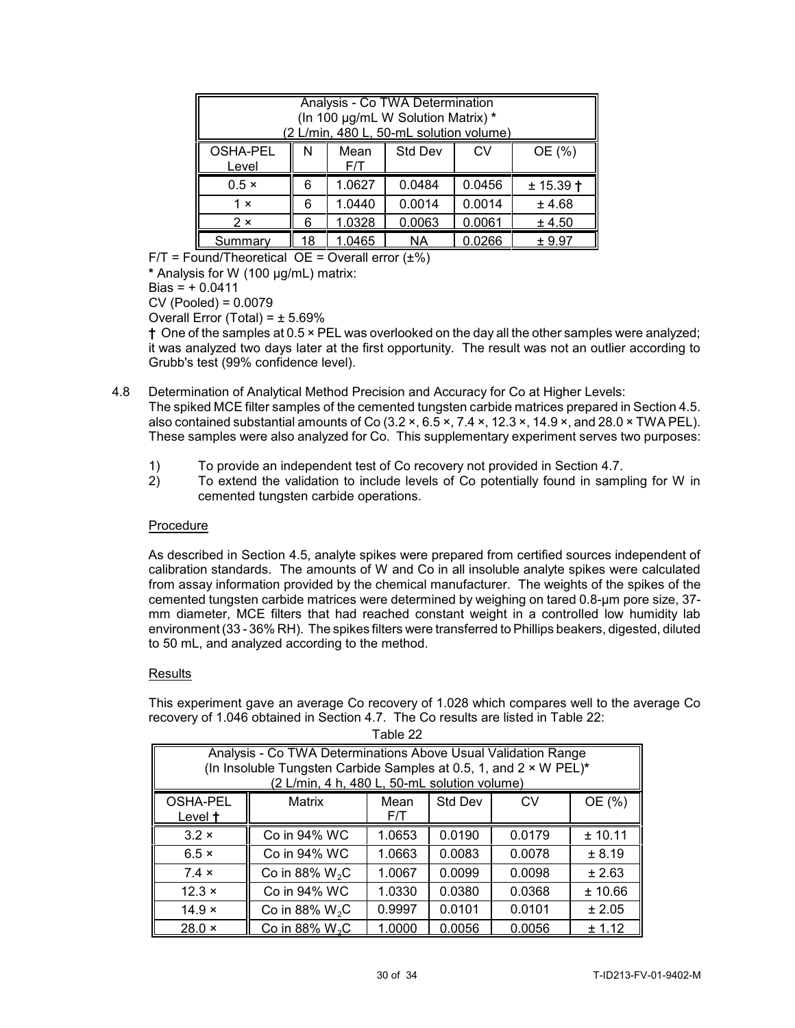| Analysis - Co TWA Determination (In 100 µg/mL W Solution Matrix) * (2 L/min, 480 L, 50-mL solution volume) | | | | | |
|---|---|---|---|---|---|
| OSHA-PEL Level | N | Mean F/T | Std Dev | CV | OE (%) |
| 0.5 × | 6 | 1.0627 | 0.0484 | 0.0456 | ± 15.39 † |
| 1 × | 6 | 1.0440 | 0.0014 | 0.0014 | ± 4.68 |
| 2 × | 6 | 1.0328 | 0.0063 | 0.0061 | ± 4.50 |
| Summary | 18 | 1.0465 | NA | 0.0266 | ± 9.97 |

F/T = Found/Theoretical OE = Overall error (±%)

\* Analysis for W (100 µg/mL) matrix:

Bias = + 0.0411

CV (Pooled) = 0.0079

Overall Error (Total) = ± 5.69%

† One of the samples at 0.5 × PEL was overlooked on the day all the other samples were analyzed; it was analyzed two days later at the first opportunity. The result was not an outlier according to Grubb's test (99% confidence level).

4.8 Determination of Analytical Method Precision and Accuracy for Co at Higher Levels:
The spiked MCE filter samples of the cemented tungsten carbide matrices prepared in Section 4.5. also contained substantial amounts of Co (3.2 ×, 6.5 ×, 7.4 ×, 12.3 ×, 14.9 ×, and 28.0 × TWA PEL). These samples were also analyzed for Co. This supplementary experiment serves two purposes:

1) To provide an independent test of Co recovery not provided in Section 4.7.
2) To extend the validation to include levels of Co potentially found in sampling for W in cemented tungsten carbide operations.

Procedure

As described in Section 4.5, analyte spikes were prepared from certified sources independent of calibration standards. The amounts of W and Co in all insoluble analyte spikes were calculated from assay information provided by the chemical manufacturer. The weights of the spikes of the cemented tungsten carbide matrices were determined by weighing on tared 0.8-µm pore size, 37-mm diameter, MCE filters that had reached constant weight in a controlled low humidity lab environment (33 - 36% RH). The spikes filters were transferred to Phillips beakers, digested, diluted to 50 mL, and analyzed according to the method.

Results

This experiment gave an average Co recovery of 1.028 which compares well to the average Co recovery of 1.046 obtained in Section 4.7. The Co results are listed in Table 22:

Table 22

| Analysis - Co TWA Determinations Above Usual Validation Range (In Insoluble Tungsten Carbide Samples at 0.5, 1, and 2 × W PEL)* (2 L/min, 4 h, 480 L, 50-mL solution volume) | | | | | |
|---|---|---|---|---|---|
| OSHA-PEL Level † | Matrix | Mean F/T | Std Dev | CV | OE (%) |
| 3.2 × | Co in 94% WC | 1.0653 | 0.0190 | 0.0179 | ± 10.11 |
| 6.5 × | Co in 94% WC | 1.0663 | 0.0083 | 0.0078 | ± 8.19 |
| 7.4 × | Co in 88% $W_2C$ | 1.0067 | 0.0099 | 0.0098 | ± 2.63 |
| 12.3 × | Co in 94% WC | 1.0330 | 0.0380 | 0.0368 | ± 10.66 |
| 14.9 × | Co in 88% $W_2C$ | 0.9997 | 0.0101 | 0.0101 | ± 2.05 |
| 28.0 × | Co in 88% $W_2C$ | 1.0000 | 0.0056 | 0.0056 | ± 1.12 |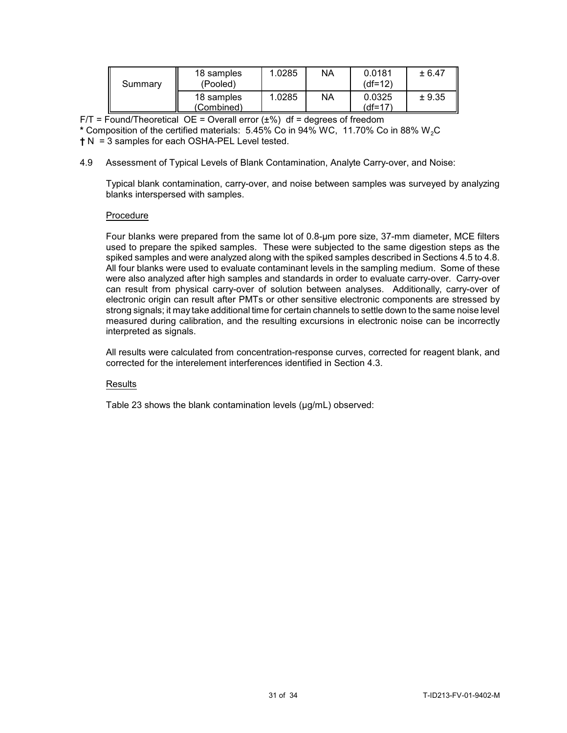| | | | | | |
|---|---|---|---|---|---|
| Summary | 18 samples (Pooled) | 1.0285 | NA | 0.0181 (df=12) | ± 6.47 |
| | 18 samples (Combined) | 1.0285 | NA | 0.0325 (df=17) | ± 9.35 |

F/T = Found/Theoretical OE = Overall error (±%) df = degrees of freedom

* Composition of the certified materials: 5.45% Co in 94% WC, 11.70% Co in 88% $W_2C$

† N = 3 samples for each OSHA-PEL Level tested.

4.9 Assessment of Typical Levels of Blank Contamination, Analyte Carry-over, and Noise:

Typical blank contamination, carry-over, and noise between samples was surveyed by analyzing blanks interspersed with samples.

Procedure

Four blanks were prepared from the same lot of 0.8-µm pore size, 37-mm diameter, MCE filters used to prepare the spiked samples. These were subjected to the same digestion steps as the spiked samples and were analyzed along with the spiked samples described in Sections 4.5 to 4.8. All four blanks were used to evaluate contaminant levels in the sampling medium. Some of these were also analyzed after high samples and standards in order to evaluate carry-over. Carry-over can result from physical carry-over of solution between analyses. Additionally, carry-over of electronic origin can result after PMTs or other sensitive electronic components are stressed by strong signals; it may take additional time for certain channels to settle down to the same noise level measured during calibration, and the resulting excursions in electronic noise can be incorrectly interpreted as signals.

All results were calculated from concentration-response curves, corrected for reagent blank, and corrected for the interelement interferences identified in Section 4.3.

Results

Table 23 shows the blank contamination levels (µg/mL) observed: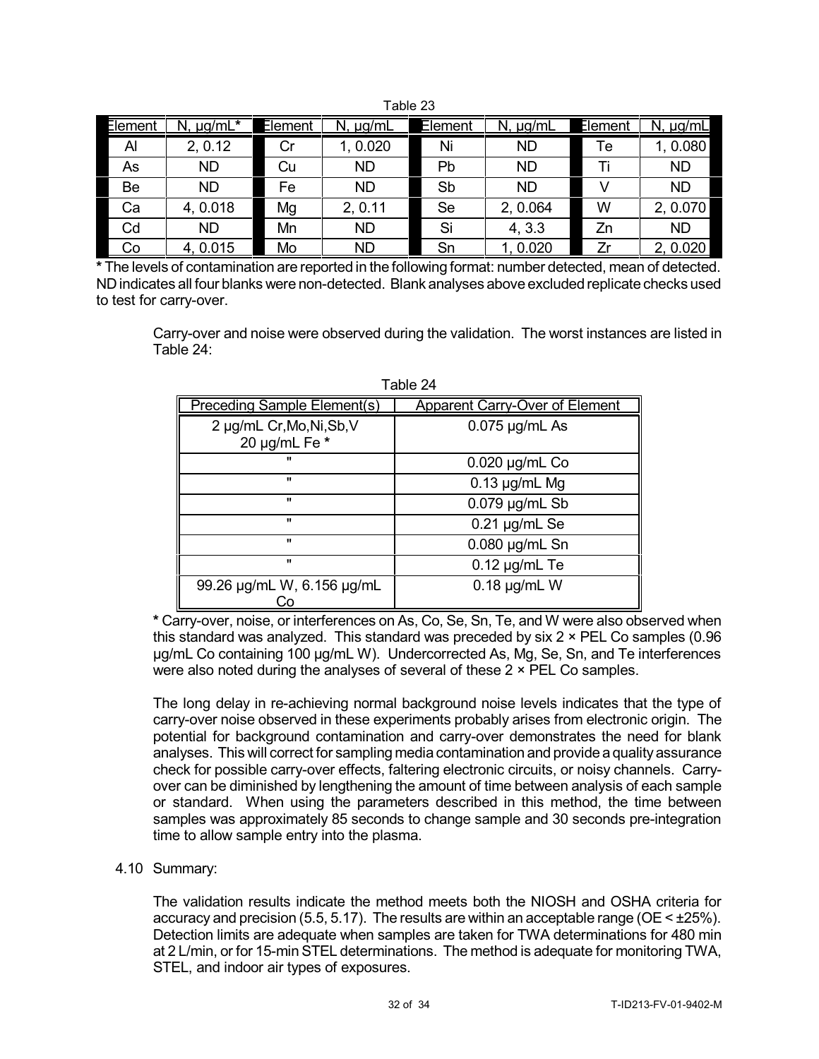Table 23

| Element | N, µg/mL* | Element | N, µg/mL | Element | N, µg/mL | Element | N, µg/mL |
|---|---|---|---|---|---|---|---|
| Al | 2, 0.12 | Cr | 1, 0.020 | Ni | ND | Te | 1, 0.080 |
| As | ND | Cu | ND | Pb | ND | Ti | ND |
| Be | ND | Fe | ND | Sb | ND | V | ND |
| Ca | 4, 0.018 | Mg | 2, 0.11 | Se | 2, 0.064 | W | 2, 0.070 |
| Cd | ND | Mn | ND | Si | 4, 3.3 | Zn | ND |
| Co | 4, 0.015 | Mo | ND | Sn | 1, 0.020 | Zr | 2, 0.020 |

**\*** The levels of contamination are reported in the following format: number detected, mean of detected. ND indicates all four blanks were non-detected. Blank analyses above excluded replicate checks used to test for carry-over.

Carry-over and noise were observed during the validation. The worst instances are listed in Table 24:

Table 24

| Preceding Sample Element(s) | Apparent Carry-Over of Element |
|---|---|
| 2 µg/mL Cr,Mo,Ni,Sb,V 20 µg/mL Fe * | 0.075 µg/mL As |
| " | 0.020 µg/mL Co |
| " | 0.13 µg/mL Mg |
| " | 0.079 µg/mL Sb |
| " | 0.21 µg/mL Se |
| " | 0.080 µg/mL Sn |
| " | 0.12 µg/mL Te |
| 99.26 µg/mL W, 6.156 µg/mL Co | 0.18 µg/mL W |

**\*** Carry-over, noise, or interferences on As, Co, Se, Sn, Te, and W were also observed when this standard was analyzed. This standard was preceded by six 2 × PEL Co samples (0.96 µg/mL Co containing 100 µg/mL W). Undercorrected As, Mg, Se, Sn, and Te interferences were also noted during the analyses of several of these 2 × PEL Co samples.

The long delay in re-achieving normal background noise levels indicates that the type of carry-over noise observed in these experiments probably arises from electronic origin. The potential for background contamination and carry-over demonstrates the need for blank analyses. This will correct for sampling media contamination and provide a quality assurance check for possible carry-over effects, faltering electronic circuits, or noisy channels. Carry-over can be diminished by lengthening the amount of time between analysis of each sample or standard. When using the parameters described in this method, the time between samples was approximately 85 seconds to change sample and 30 seconds pre-integration time to allow sample entry into the plasma.

4.10 Summary:

The validation results indicate the method meets both the NIOSH and OSHA criteria for accuracy and precision (5.5, 5.17). The results are within an acceptable range (OE < ±25%). Detection limits are adequate when samples are taken for TWA determinations for 480 min at 2 L/min, or for 15-min STEL determinations. The method is adequate for monitoring TWA, STEL, and indoor air types of exposures.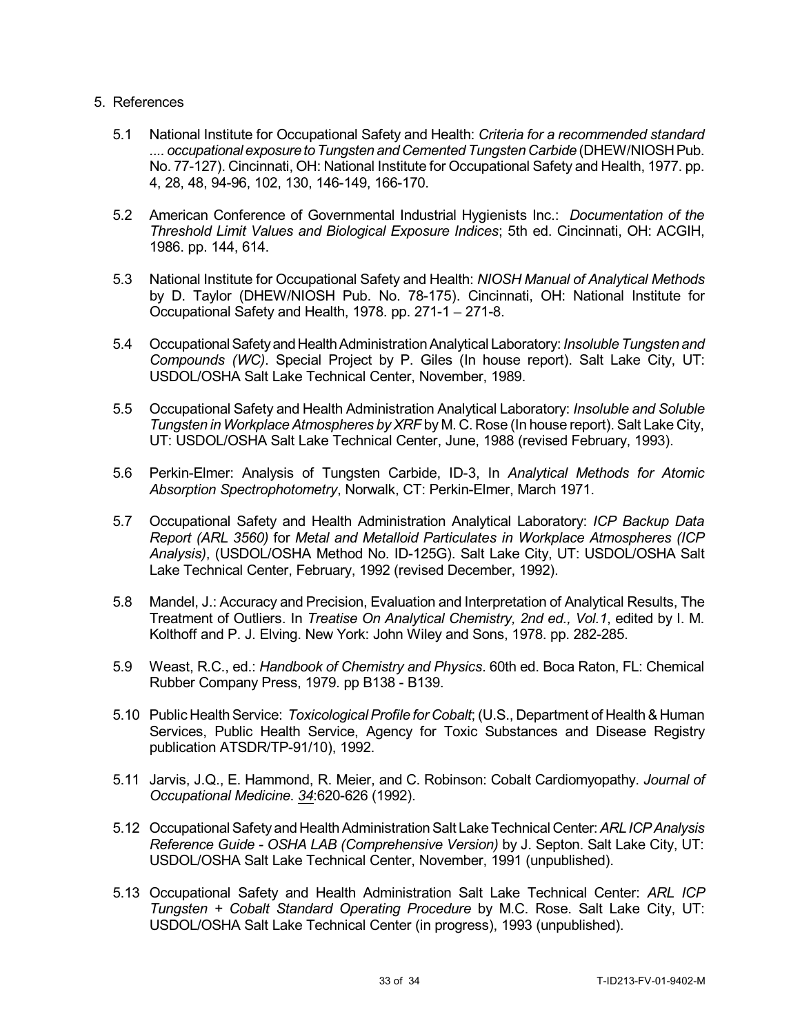## 5. References

5.1 National Institute for Occupational Safety and Health: *Criteria for a recommended standard .... occupational exposure to Tungsten and Cemented Tungsten Carbide* (DHEW/NIOSH Pub. No. 77-127). Cincinnati, OH: National Institute for Occupational Safety and Health, 1977. pp. 4, 28, 48, 94-96, 102, 130, 146-149, 166-170.

5.2 American Conference of Governmental Industrial Hygienists Inc.: *Documentation of the Threshold Limit Values and Biological Exposure Indices*; 5th ed. Cincinnati, OH: ACGIH, 1986. pp. 144, 614.

5.3 National Institute for Occupational Safety and Health: *NIOSH Manual of Analytical Methods* by D. Taylor (DHEW/NIOSH Pub. No. 78-175). Cincinnati, OH: National Institute for Occupational Safety and Health, 1978. pp. 271-1 – 271-8.

5.4 Occupational Safety and Health Administration Analytical Laboratory: *Insoluble Tungsten and Compounds (WC)*. Special Project by P. Giles (In house report). Salt Lake City, UT: USDOL/OSHA Salt Lake Technical Center, November, 1989.

5.5 Occupational Safety and Health Administration Analytical Laboratory: *Insoluble and Soluble Tungsten in Workplace Atmospheres by XRF* by M. C. Rose (In house report). Salt Lake City, UT: USDOL/OSHA Salt Lake Technical Center, June, 1988 (revised February, 1993).

5.6 Perkin-Elmer: Analysis of Tungsten Carbide, ID-3, In *Analytical Methods for Atomic Absorption Spectrophotometry*, Norwalk, CT: Perkin-Elmer, March 1971.

5.7 Occupational Safety and Health Administration Analytical Laboratory: *ICP Backup Data Report (ARL 3560)* for *Metal and Metalloid Particulates in Workplace Atmospheres (ICP Analysis)*, (USDOL/OSHA Method No. ID-125G). Salt Lake City, UT: USDOL/OSHA Salt Lake Technical Center, February, 1992 (revised December, 1992).

5.8 Mandel, J.: Accuracy and Precision, Evaluation and Interpretation of Analytical Results, The Treatment of Outliers. In *Treatise On Analytical Chemistry, 2nd ed., Vol.1*, edited by I. M. Kolthoff and P. J. Elving. New York: John Wiley and Sons, 1978. pp. 282-285.

5.9 Weast, R.C., ed.: *Handbook of Chemistry and Physics*. 60th ed. Boca Raton, FL: Chemical Rubber Company Press, 1979. pp B138 - B139.

5.10 Public Health Service: *Toxicological Profile for Cobalt*; (U.S., Department of Health & Human Services, Public Health Service, Agency for Toxic Substances and Disease Registry publication ATSDR/TP-91/10), 1992.

5.11 Jarvis, J.Q., E. Hammond, R. Meier, and C. Robinson: Cobalt Cardiomyopathy. *Journal of Occupational Medicine*. *34*:620-626 (1992).

5.12 Occupational Safety and Health Administration Salt Lake Technical Center: *ARL ICP Analysis Reference Guide - OSHA LAB (Comprehensive Version)* by J. Septon. Salt Lake City, UT: USDOL/OSHA Salt Lake Technical Center, November, 1991 (unpublished).

5.13 Occupational Safety and Health Administration Salt Lake Technical Center: *ARL ICP Tungsten + Cobalt Standard Operating Procedure* by M.C. Rose. Salt Lake City, UT: USDOL/OSHA Salt Lake Technical Center (in progress), 1993 (unpublished).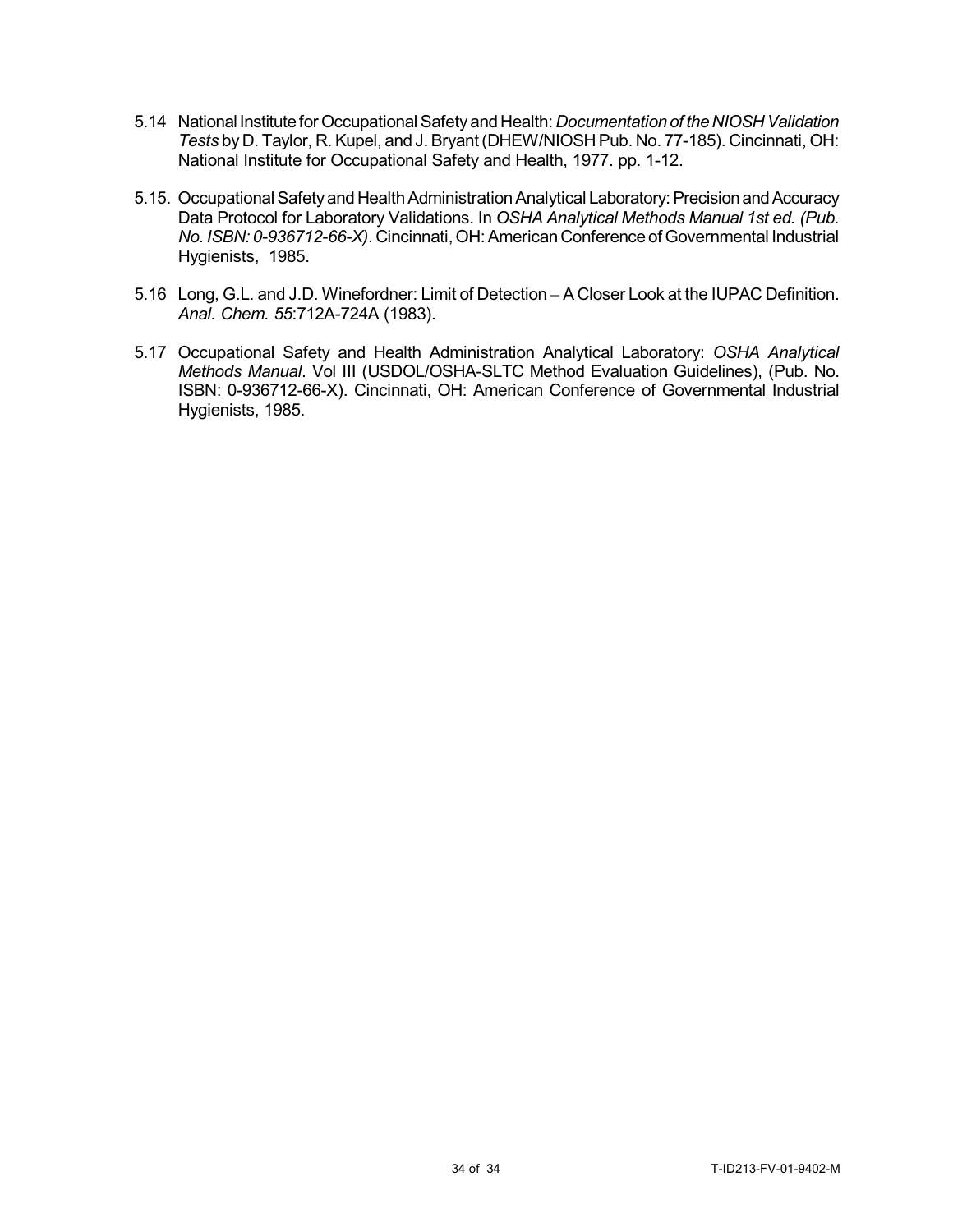5.14 National Institute for Occupational Safety and Health: *Documentation of the NIOSH Validation Tests* by D. Taylor, R. Kupel, and J. Bryant (DHEW/NIOSH Pub. No. 77-185). Cincinnati, OH: National Institute for Occupational Safety and Health, 1977. pp. 1-12.

5.15. Occupational Safety and Health Administration Analytical Laboratory: Precision and Accuracy Data Protocol for Laboratory Validations. In *OSHA Analytical Methods Manual 1st ed. (Pub. No. ISBN: 0-936712-66-X)*. Cincinnati, OH: American Conference of Governmental Industrial Hygienists, 1985.

5.16 Long, G.L. and J.D. Winefordner: Limit of Detection – A Closer Look at the IUPAC Definition. *Anal. Chem. 55*:712A-724A (1983).

5.17 Occupational Safety and Health Administration Analytical Laboratory: *OSHA Analytical Methods Manual*. Vol III (USDOL/OSHA-SLTC Method Evaluation Guidelines), (Pub. No. ISBN: 0-936712-66-X). Cincinnati, OH: American Conference of Governmental Industrial Hygienists, 1985.